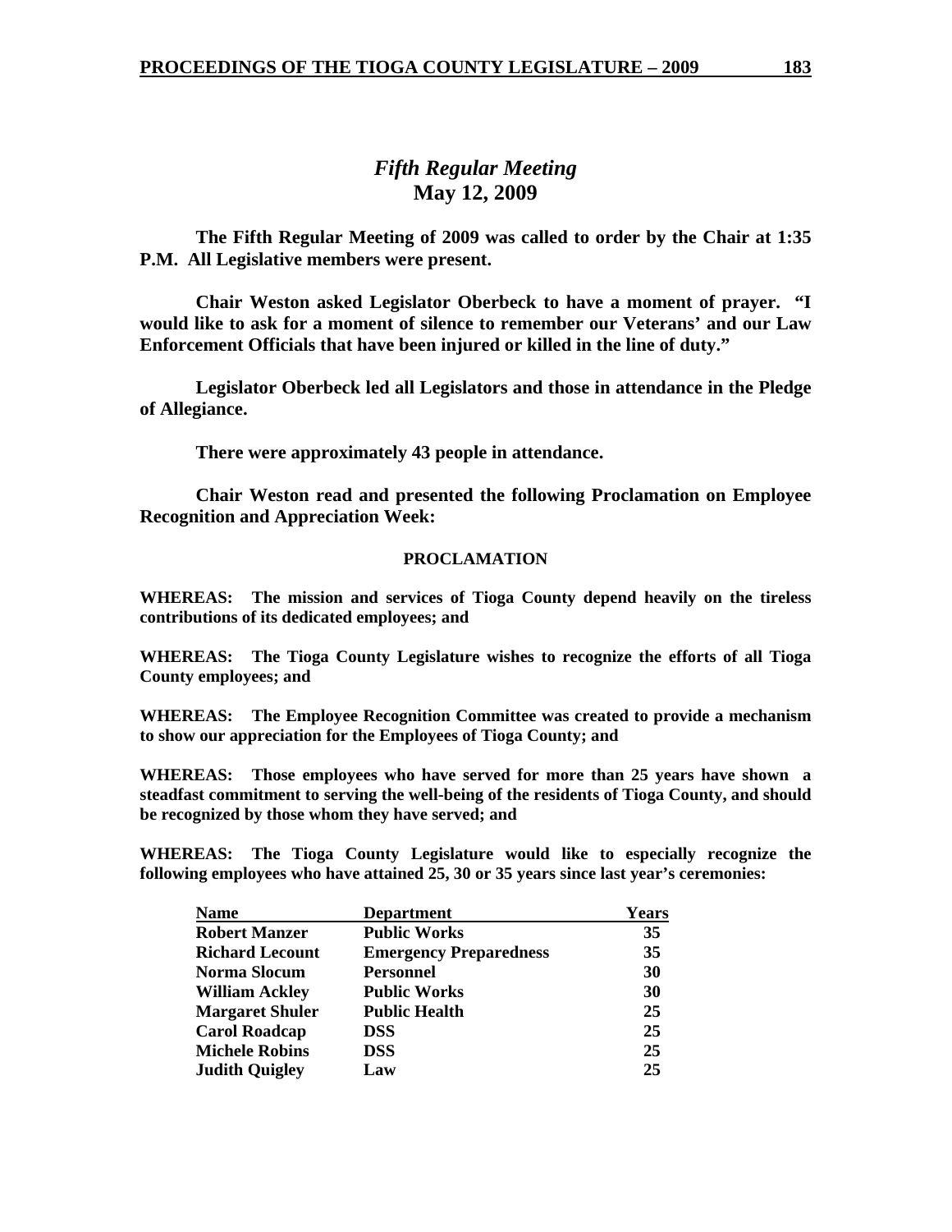## *Fifth Regular Meeting*
## May 12, 2009

**The Fifth Regular Meeting of 2009 was called to order by the Chair at 1:35 P.M. All Legislative members were present.**

**Chair Weston asked Legislator Oberbeck to have a moment of prayer. "I would like to ask for a moment of silence to remember our Veterans' and our Law Enforcement Officials that have been injured or killed in the line of duty."**

**Legislator Oberbeck led all Legislators and those in attendance in the Pledge of Allegiance.**

**There were approximately 43 people in attendance.**

**Chair Weston read and presented the following Proclamation on Employee Recognition and Appreciation Week:**

**PROCLAMATION**

**WHEREAS: The mission and services of Tioga County depend heavily on the tireless contributions of its dedicated employees; and**

**WHEREAS: The Tioga County Legislature wishes to recognize the efforts of all Tioga County employees; and**

**WHEREAS: The Employee Recognition Committee was created to provide a mechanism to show our appreciation for the Employees of Tioga County; and**

**WHEREAS: Those employees who have served for more than 25 years have shown a steadfast commitment to serving the well-being of the residents of Tioga County, and should be recognized by those whom they have served; and**

**WHEREAS: The Tioga County Legislature would like to especially recognize the following employees who have attained 25, 30 or 35 years since last year's ceremonies:**

| Name | Department | Years |
|---|---|---|
| Robert Manzer | Public Works | 35 |
| Richard Lecount | Emergency Preparedness | 35 |
| Norma Slocum | Personnel | 30 |
| William Ackley | Public Works | 30 |
| Margaret Shuler | Public Health | 25 |
| Carol Roadcap | DSS | 25 |
| Michele Robins | DSS | 25 |
| Judith Quigley | Law | 25 |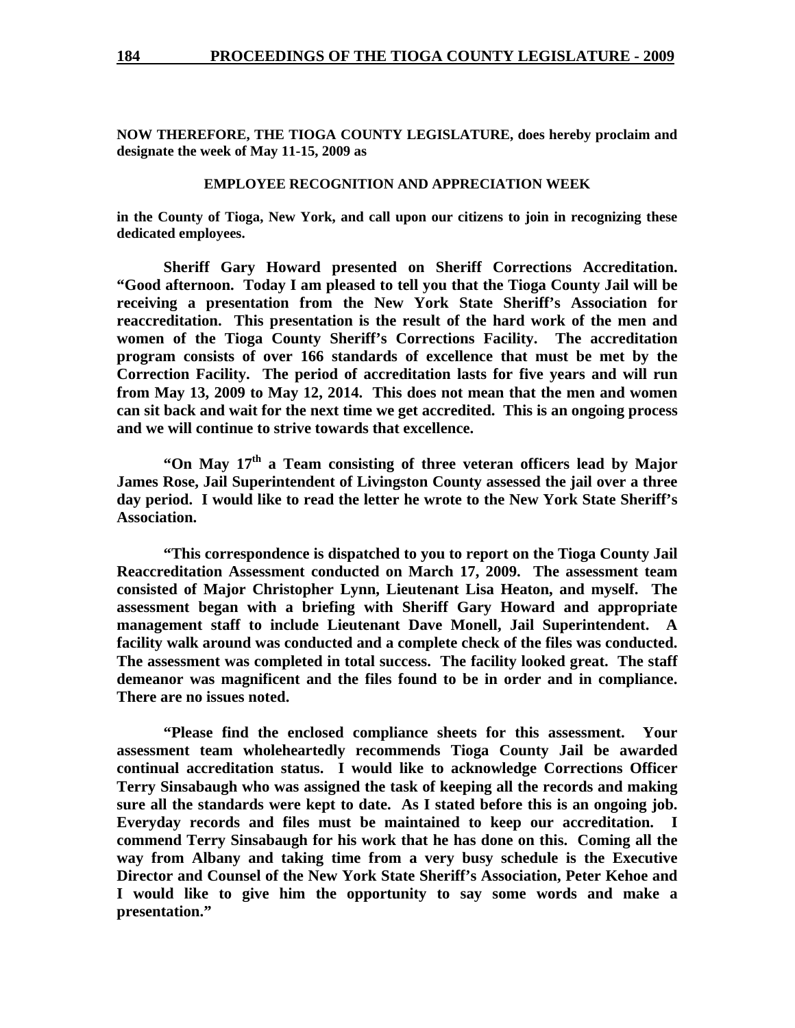**NOW THEREFORE, THE TIOGA COUNTY LEGISLATURE, does hereby proclaim and designate the week of May 11-15, 2009 as**

**EMPLOYEE RECOGNITION AND APPRECIATION WEEK**

**in the County of Tioga, New York, and call upon our citizens to join in recognizing these dedicated employees.**

**Sheriff Gary Howard presented on Sheriff Corrections Accreditation. "Good afternoon. Today I am pleased to tell you that the Tioga County Jail will be receiving a presentation from the New York State Sheriff's Association for reaccreditation. This presentation is the result of the hard work of the men and women of the Tioga County Sheriff's Corrections Facility. The accreditation program consists of over 166 standards of excellence that must be met by the Correction Facility. The period of accreditation lasts for five years and will run from May 13, 2009 to May 12, 2014. This does not mean that the men and women can sit back and wait for the next time we get accredited. This is an ongoing process and we will continue to strive towards that excellence.**

**"On May 17th a Team consisting of three veteran officers lead by Major James Rose, Jail Superintendent of Livingston County assessed the jail over a three day period. I would like to read the letter he wrote to the New York State Sheriff's Association.**

**"This correspondence is dispatched to you to report on the Tioga County Jail Reaccreditation Assessment conducted on March 17, 2009. The assessment team consisted of Major Christopher Lynn, Lieutenant Lisa Heaton, and myself. The assessment began with a briefing with Sheriff Gary Howard and appropriate management staff to include Lieutenant Dave Monell, Jail Superintendent. A facility walk around was conducted and a complete check of the files was conducted. The assessment was completed in total success. The facility looked great. The staff demeanor was magnificent and the files found to be in order and in compliance. There are no issues noted.**

**"Please find the enclosed compliance sheets for this assessment. Your assessment team wholeheartedly recommends Tioga County Jail be awarded continual accreditation status. I would like to acknowledge Corrections Officer Terry Sinsabaugh who was assigned the task of keeping all the records and making sure all the standards were kept to date. As I stated before this is an ongoing job. Everyday records and files must be maintained to keep our accreditation. I commend Terry Sinsabaugh for his work that he has done on this. Coming all the way from Albany and taking time from a very busy schedule is the Executive Director and Counsel of the New York State Sheriff's Association, Peter Kehoe and I would like to give him the opportunity to say some words and make a presentation."**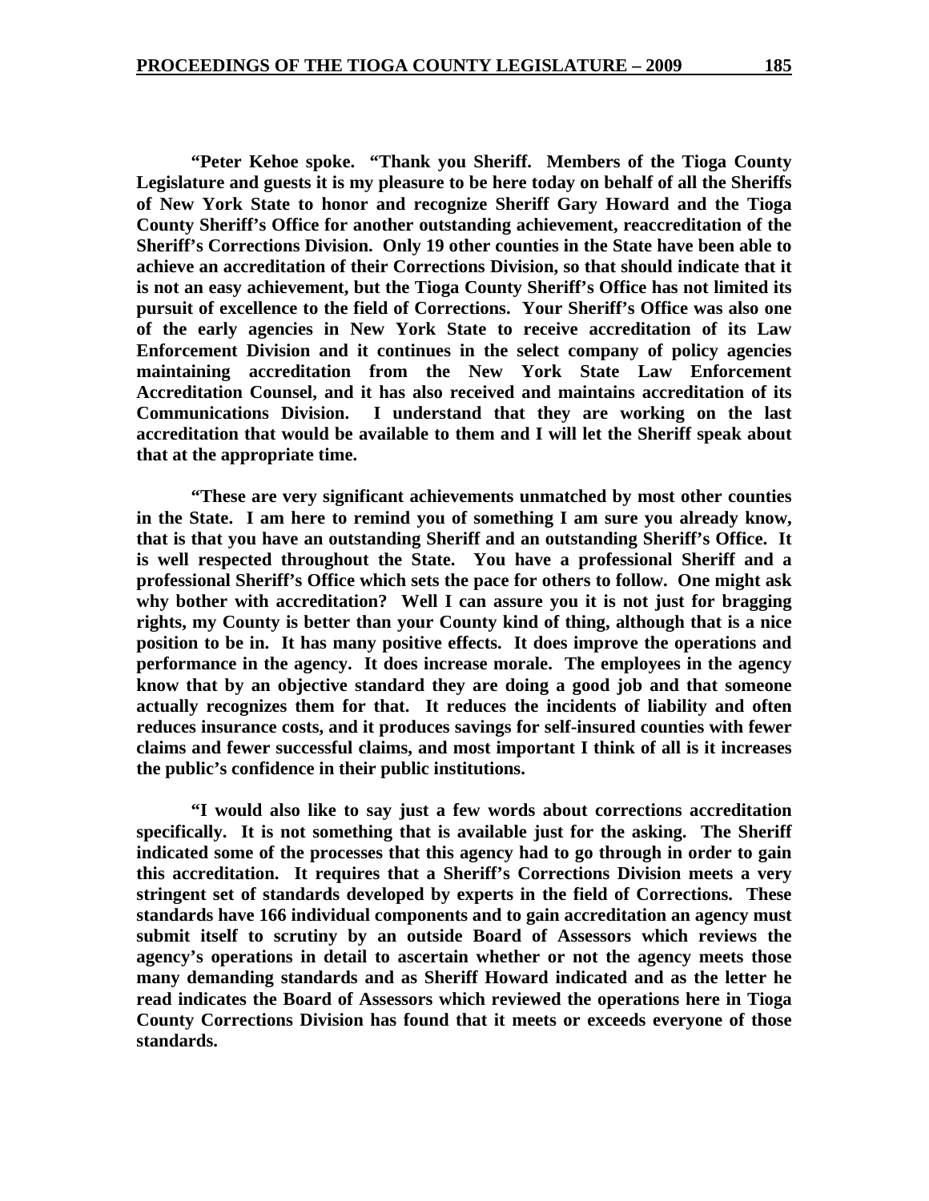**"Peter Kehoe spoke. "Thank you Sheriff. Members of the Tioga County Legislature and guests it is my pleasure to be here today on behalf of all the Sheriffs of New York State to honor and recognize Sheriff Gary Howard and the Tioga County Sheriff's Office for another outstanding achievement, reaccreditation of the Sheriff's Corrections Division. Only 19 other counties in the State have been able to achieve an accreditation of their Corrections Division, so that should indicate that it is not an easy achievement, but the Tioga County Sheriff's Office has not limited its pursuit of excellence to the field of Corrections. Your Sheriff's Office was also one of the early agencies in New York State to receive accreditation of its Law Enforcement Division and it continues in the select company of policy agencies maintaining accreditation from the New York State Law Enforcement Accreditation Counsel, and it has also received and maintains accreditation of its Communications Division. I understand that they are working on the last accreditation that would be available to them and I will let the Sheriff speak about that at the appropriate time.**

**"These are very significant achievements unmatched by most other counties in the State. I am here to remind you of something I am sure you already know, that is that you have an outstanding Sheriff and an outstanding Sheriff's Office. It is well respected throughout the State. You have a professional Sheriff and a professional Sheriff's Office which sets the pace for others to follow. One might ask why bother with accreditation? Well I can assure you it is not just for bragging rights, my County is better than your County kind of thing, although that is a nice position to be in. It has many positive effects. It does improve the operations and performance in the agency. It does increase morale. The employees in the agency know that by an objective standard they are doing a good job and that someone actually recognizes them for that. It reduces the incidents of liability and often reduces insurance costs, and it produces savings for self-insured counties with fewer claims and fewer successful claims, and most important I think of all is it increases the public's confidence in their public institutions.**

**"I would also like to say just a few words about corrections accreditation specifically. It is not something that is available just for the asking. The Sheriff indicated some of the processes that this agency had to go through in order to gain this accreditation. It requires that a Sheriff's Corrections Division meets a very stringent set of standards developed by experts in the field of Corrections. These standards have 166 individual components and to gain accreditation an agency must submit itself to scrutiny by an outside Board of Assessors which reviews the agency's operations in detail to ascertain whether or not the agency meets those many demanding standards and as Sheriff Howard indicated and as the letter he read indicates the Board of Assessors which reviewed the operations here in Tioga County Corrections Division has found that it meets or exceeds everyone of those standards.**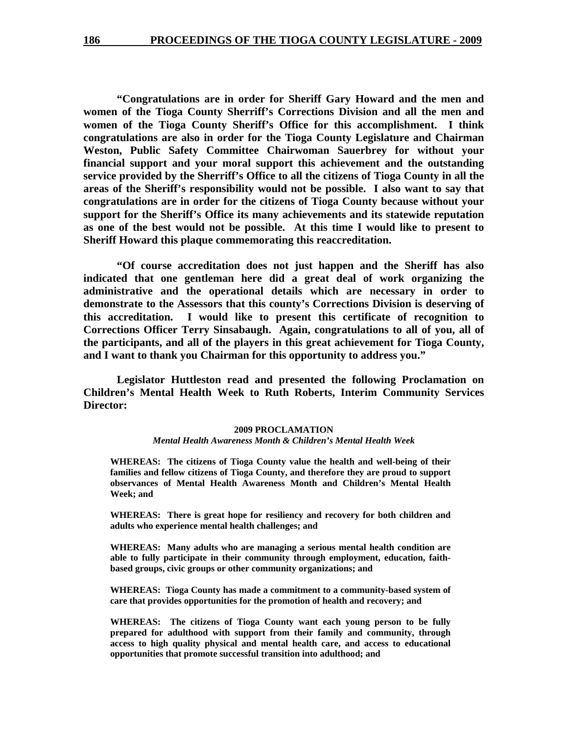**"Congratulations are in order for Sheriff Gary Howard and the men and women of the Tioga County Sherriff's Corrections Division and all the men and women of the Tioga County Sheriff's Office for this accomplishment. I think congratulations are also in order for the Tioga County Legislature and Chairman Weston, Public Safety Committee Chairwoman Sauerbrey for without your financial support and your moral support this achievement and the outstanding service provided by the Sherriff's Office to all the citizens of Tioga County in all the areas of the Sheriff's responsibility would not be possible. I also want to say that congratulations are in order for the citizens of Tioga County because without your support for the Sheriff's Office its many achievements and its statewide reputation as one of the best would not be possible. At this time I would like to present to Sheriff Howard this plaque commemorating this reaccreditation.**

**"Of course accreditation does not just happen and the Sheriff has also indicated that one gentleman here did a great deal of work organizing the administrative and the operational details which are necessary in order to demonstrate to the Assessors that this county's Corrections Division is deserving of this accreditation. I would like to present this certificate of recognition to Corrections Officer Terry Sinsabaugh. Again, congratulations to all of you, all of the participants, and all of the players in this great achievement for Tioga County, and I want to thank you Chairman for this opportunity to address you."**

**Legislator Huttleston read and presented the following Proclamation on Children's Mental Health Week to Ruth Roberts, Interim Community Services Director:**

**2009 PROCLAMATION**

***Mental Health Awareness Month & Children's Mental Health Week***

**WHEREAS: The citizens of Tioga County value the health and well-being of their families and fellow citizens of Tioga County, and therefore they are proud to support observances of Mental Health Awareness Month and Children's Mental Health Week; and**

**WHEREAS: There is great hope for resiliency and recovery for both children and adults who experience mental health challenges; and**

**WHEREAS: Many adults who are managing a serious mental health condition are able to fully participate in their community through employment, education, faith-based groups, civic groups or other community organizations; and**

**WHEREAS: Tioga County has made a commitment to a community-based system of care that provides opportunities for the promotion of health and recovery; and**

**WHEREAS: The citizens of Tioga County want each young person to be fully prepared for adulthood with support from their family and community, through access to high quality physical and mental health care, and access to educational opportunities that promote successful transition into adulthood; and**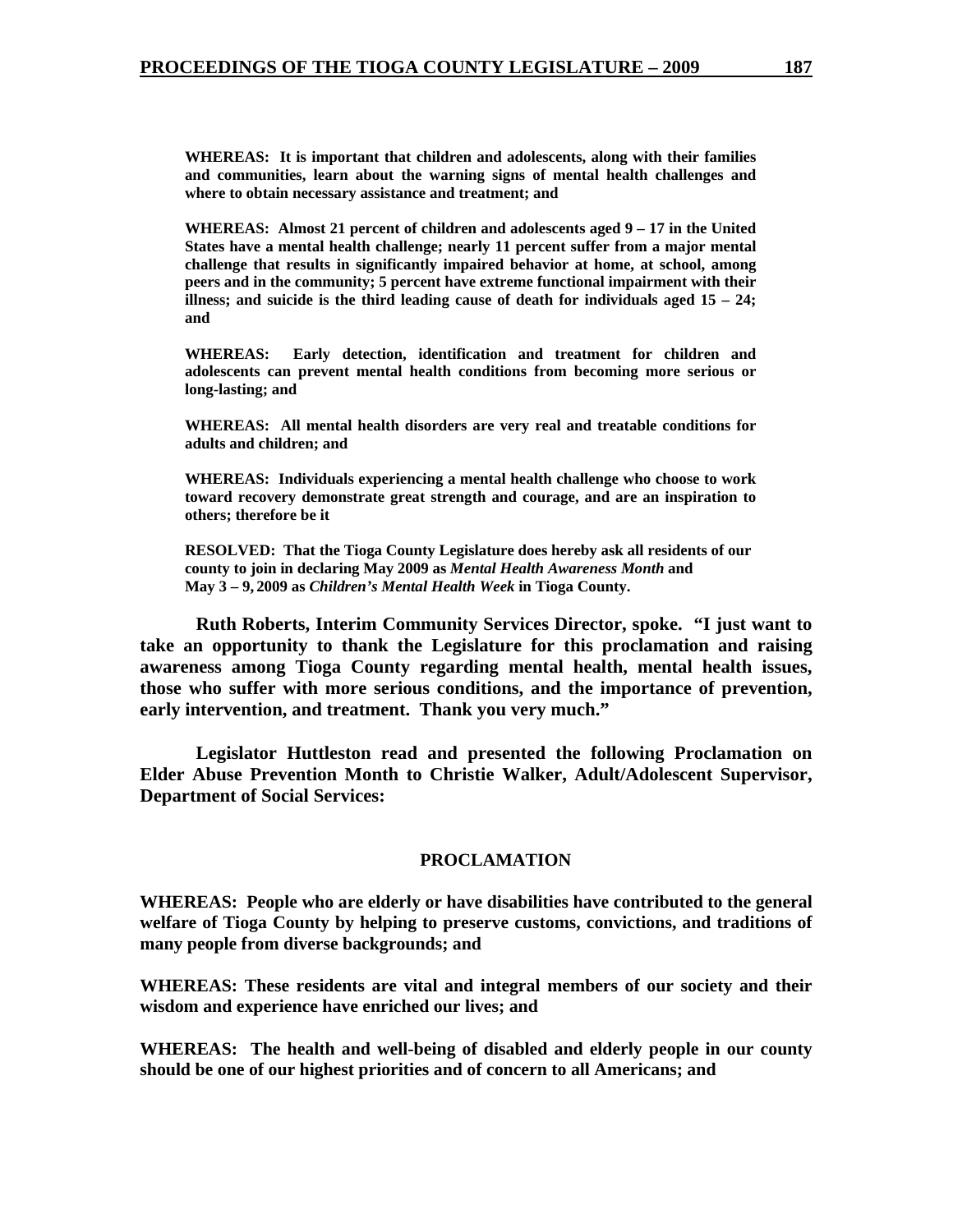**WHEREAS: It is important that children and adolescents, along with their families and communities, learn about the warning signs of mental health challenges and where to obtain necessary assistance and treatment; and**

**WHEREAS: Almost 21 percent of children and adolescents aged 9 – 17 in the United States have a mental health challenge; nearly 11 percent suffer from a major mental challenge that results in significantly impaired behavior at home, at school, among peers and in the community; 5 percent have extreme functional impairment with their illness; and suicide is the third leading cause of death for individuals aged 15 – 24; and**

**WHEREAS: Early detection, identification and treatment for children and adolescents can prevent mental health conditions from becoming more serious or long-lasting; and**

**WHEREAS: All mental health disorders are very real and treatable conditions for adults and children; and**

**WHEREAS: Individuals experiencing a mental health challenge who choose to work toward recovery demonstrate great strength and courage, and are an inspiration to others; therefore be it**

**RESOLVED: That the Tioga County Legislature does hereby ask all residents of our county to join in declaring May 2009 as *Mental Health Awareness Month* and May 3 – 9, 2009 as *Children's Mental Health Week* in Tioga County.**

**Ruth Roberts, Interim Community Services Director, spoke. "I just want to take an opportunity to thank the Legislature for this proclamation and raising awareness among Tioga County regarding mental health, mental health issues, those who suffer with more serious conditions, and the importance of prevention, early intervention, and treatment. Thank you very much."**

**Legislator Huttleston read and presented the following Proclamation on Elder Abuse Prevention Month to Christie Walker, Adult/Adolescent Supervisor, Department of Social Services:**

## PROCLAMATION

**WHEREAS: People who are elderly or have disabilities have contributed to the general welfare of Tioga County by helping to preserve customs, convictions, and traditions of many people from diverse backgrounds; and**

**WHEREAS: These residents are vital and integral members of our society and their wisdom and experience have enriched our lives; and**

**WHEREAS: The health and well-being of disabled and elderly people in our county should be one of our highest priorities and of concern to all Americans; and**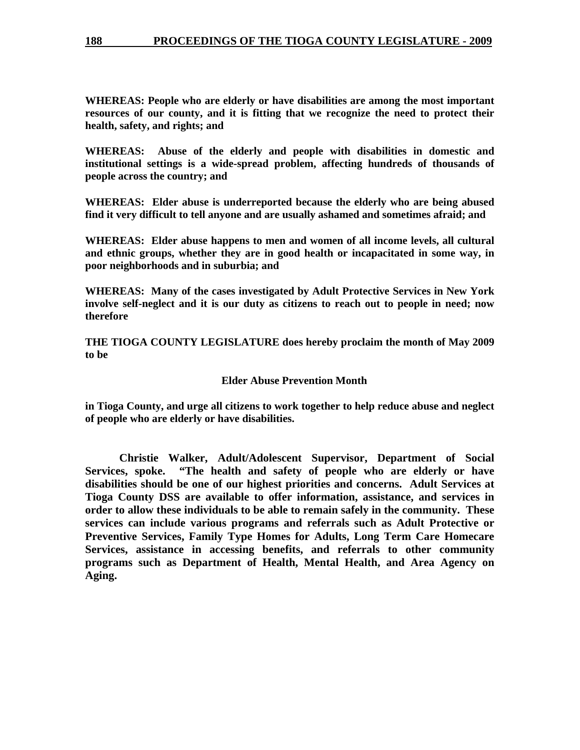**WHEREAS: People who are elderly or have disabilities are among the most important resources of our county, and it is fitting that we recognize the need to protect their health, safety, and rights; and**

**WHEREAS: Abuse of the elderly and people with disabilities in domestic and institutional settings is a wide-spread problem, affecting hundreds of thousands of people across the country; and**

**WHEREAS: Elder abuse is underreported because the elderly who are being abused find it very difficult to tell anyone and are usually ashamed and sometimes afraid; and**

**WHEREAS: Elder abuse happens to men and women of all income levels, all cultural and ethnic groups, whether they are in good health or incapacitated in some way, in poor neighborhoods and in suburbia; and**

**WHEREAS: Many of the cases investigated by Adult Protective Services in New York involve self-neglect and it is our duty as citizens to reach out to people in need; now therefore**

**THE TIOGA COUNTY LEGISLATURE does hereby proclaim the month of May 2009 to be**

**Elder Abuse Prevention Month**

**in Tioga County, and urge all citizens to work together to help reduce abuse and neglect of people who are elderly or have disabilities.**

**Christie Walker, Adult/Adolescent Supervisor, Department of Social Services, spoke. "The health and safety of people who are elderly or have disabilities should be one of our highest priorities and concerns. Adult Services at Tioga County DSS are available to offer information, assistance, and services in order to allow these individuals to be able to remain safely in the community. These services can include various programs and referrals such as Adult Protective or Preventive Services, Family Type Homes for Adults, Long Term Care Homecare Services, assistance in accessing benefits, and referrals to other community programs such as Department of Health, Mental Health, and Area Agency on Aging.**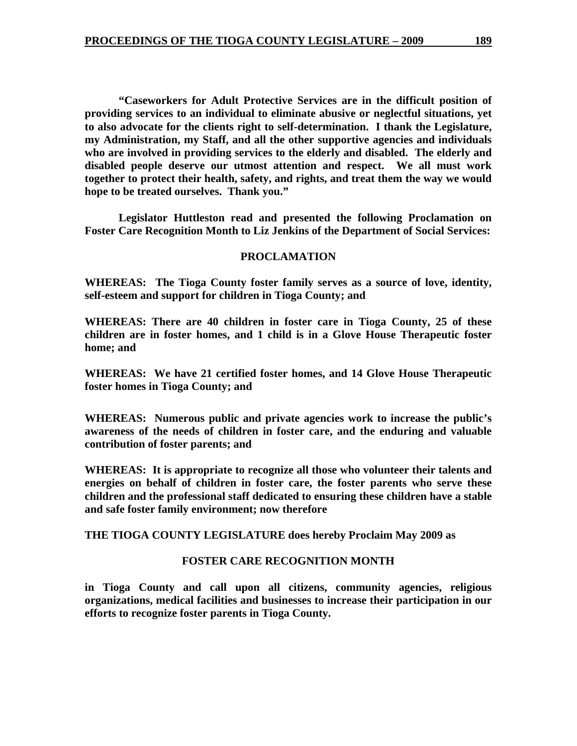**"Caseworkers for Adult Protective Services are in the difficult position of providing services to an individual to eliminate abusive or neglectful situations, yet to also advocate for the clients right to self-determination. I thank the Legislature, my Administration, my Staff, and all the other supportive agencies and individuals who are involved in providing services to the elderly and disabled. The elderly and disabled people deserve our utmost attention and respect. We all must work together to protect their health, safety, and rights, and treat them the way we would hope to be treated ourselves. Thank you."**

**Legislator Huttleston read and presented the following Proclamation on Foster Care Recognition Month to Liz Jenkins of the Department of Social Services:**

**PROCLAMATION**

**WHEREAS: The Tioga County foster family serves as a source of love, identity, self-esteem and support for children in Tioga County; and**

**WHEREAS: There are 40 children in foster care in Tioga County, 25 of these children are in foster homes, and 1 child is in a Glove House Therapeutic foster home; and**

**WHEREAS: We have 21 certified foster homes, and 14 Glove House Therapeutic foster homes in Tioga County; and**

**WHEREAS: Numerous public and private agencies work to increase the public's awareness of the needs of children in foster care, and the enduring and valuable contribution of foster parents; and**

**WHEREAS: It is appropriate to recognize all those who volunteer their talents and energies on behalf of children in foster care, the foster parents who serve these children and the professional staff dedicated to ensuring these children have a stable and safe foster family environment; now therefore**

**THE TIOGA COUNTY LEGISLATURE does hereby Proclaim May 2009 as**

**FOSTER CARE RECOGNITION MONTH**

**in Tioga County and call upon all citizens, community agencies, religious organizations, medical facilities and businesses to increase their participation in our efforts to recognize foster parents in Tioga County.**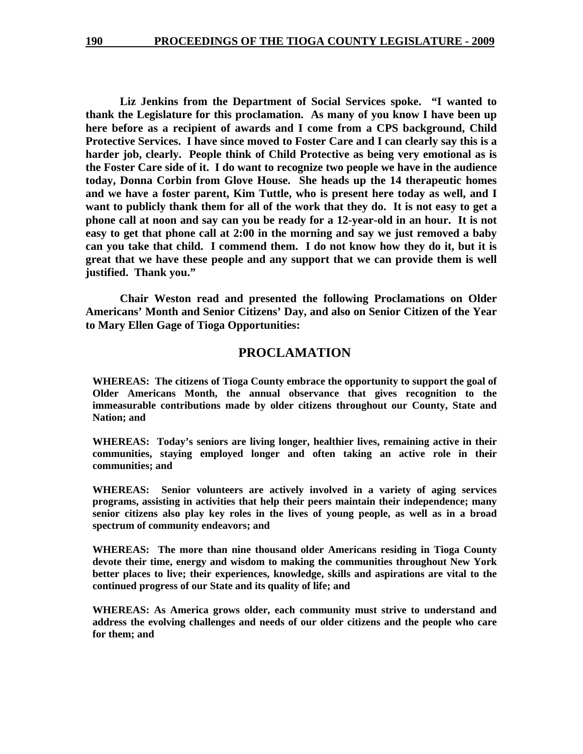**Liz Jenkins from the Department of Social Services spoke. "I wanted to thank the Legislature for this proclamation. As many of you know I have been up here before as a recipient of awards and I come from a CPS background, Child Protective Services. I have since moved to Foster Care and I can clearly say this is a harder job, clearly. People think of Child Protective as being very emotional as is the Foster Care side of it. I do want to recognize two people we have in the audience today, Donna Corbin from Glove House. She heads up the 14 therapeutic homes and we have a foster parent, Kim Tuttle, who is present here today as well, and I want to publicly thank them for all of the work that they do. It is not easy to get a phone call at noon and say can you be ready for a 12-year-old in an hour. It is not easy to get that phone call at 2:00 in the morning and say we just removed a baby can you take that child. I commend them. I do not know how they do it, but it is great that we have these people and any support that we can provide them is well justified. Thank you."**

**Chair Weston read and presented the following Proclamations on Older Americans' Month and Senior Citizens' Day, and also on Senior Citizen of the Year to Mary Ellen Gage of Tioga Opportunities:**

## PROCLAMATION

**WHEREAS: The citizens of Tioga County embrace the opportunity to support the goal of Older Americans Month, the annual observance that gives recognition to the immeasurable contributions made by older citizens throughout our County, State and Nation; and**

**WHEREAS: Today's seniors are living longer, healthier lives, remaining active in their communities, staying employed longer and often taking an active role in their communities; and**

**WHEREAS: Senior volunteers are actively involved in a variety of aging services programs, assisting in activities that help their peers maintain their independence; many senior citizens also play key roles in the lives of young people, as well as in a broad spectrum of community endeavors; and**

**WHEREAS: The more than nine thousand older Americans residing in Tioga County devote their time, energy and wisdom to making the communities throughout New York better places to live; their experiences, knowledge, skills and aspirations are vital to the continued progress of our State and its quality of life; and**

**WHEREAS: As America grows older, each community must strive to understand and address the evolving challenges and needs of our older citizens and the people who care for them; and**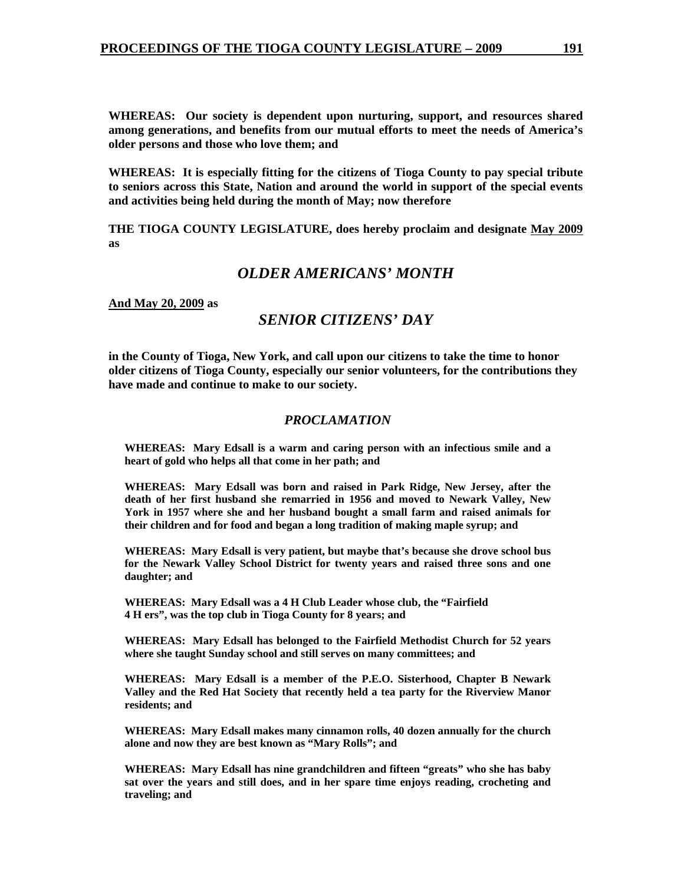**WHEREAS: Our society is dependent upon nurturing, support, and resources shared among generations, and benefits from our mutual efforts to meet the needs of America's older persons and those who love them; and**

**WHEREAS: It is especially fitting for the citizens of Tioga County to pay special tribute to seniors across this State, Nation and around the world in support of the special events and activities being held during the month of May; now therefore**

**THE TIOGA COUNTY LEGISLATURE, does hereby proclaim and designate <u>May 2009</u> as**

## *OLDER AMERICANS' MONTH*

**<u>And May 20, 2009</u> as**

## *SENIOR CITIZENS' DAY*

**in the County of Tioga, New York, and call upon our citizens to take the time to honor older citizens of Tioga County, especially our senior volunteers, for the contributions they have made and continue to make to our society.**

### *PROCLAMATION*

**WHEREAS: Mary Edsall is a warm and caring person with an infectious smile and a heart of gold who helps all that come in her path; and**

**WHEREAS: Mary Edsall was born and raised in Park Ridge, New Jersey, after the death of her first husband she remarried in 1956 and moved to Newark Valley, New York in 1957 where she and her husband bought a small farm and raised animals for their children and for food and began a long tradition of making maple syrup; and**

**WHEREAS: Mary Edsall is very patient, but maybe that's because she drove school bus for the Newark Valley School District for twenty years and raised three sons and one daughter; and**

**WHEREAS: Mary Edsall was a 4 H Club Leader whose club, the "Fairfield 4 H ers", was the top club in Tioga County for 8 years; and**

**WHEREAS: Mary Edsall has belonged to the Fairfield Methodist Church for 52 years where she taught Sunday school and still serves on many committees; and**

**WHEREAS: Mary Edsall is a member of the P.E.O. Sisterhood, Chapter B Newark Valley and the Red Hat Society that recently held a tea party for the Riverview Manor residents; and**

**WHEREAS: Mary Edsall makes many cinnamon rolls, 40 dozen annually for the church alone and now they are best known as "Mary Rolls"; and**

**WHEREAS: Mary Edsall has nine grandchildren and fifteen "greats" who she has baby sat over the years and still does, and in her spare time enjoys reading, crocheting and traveling; and**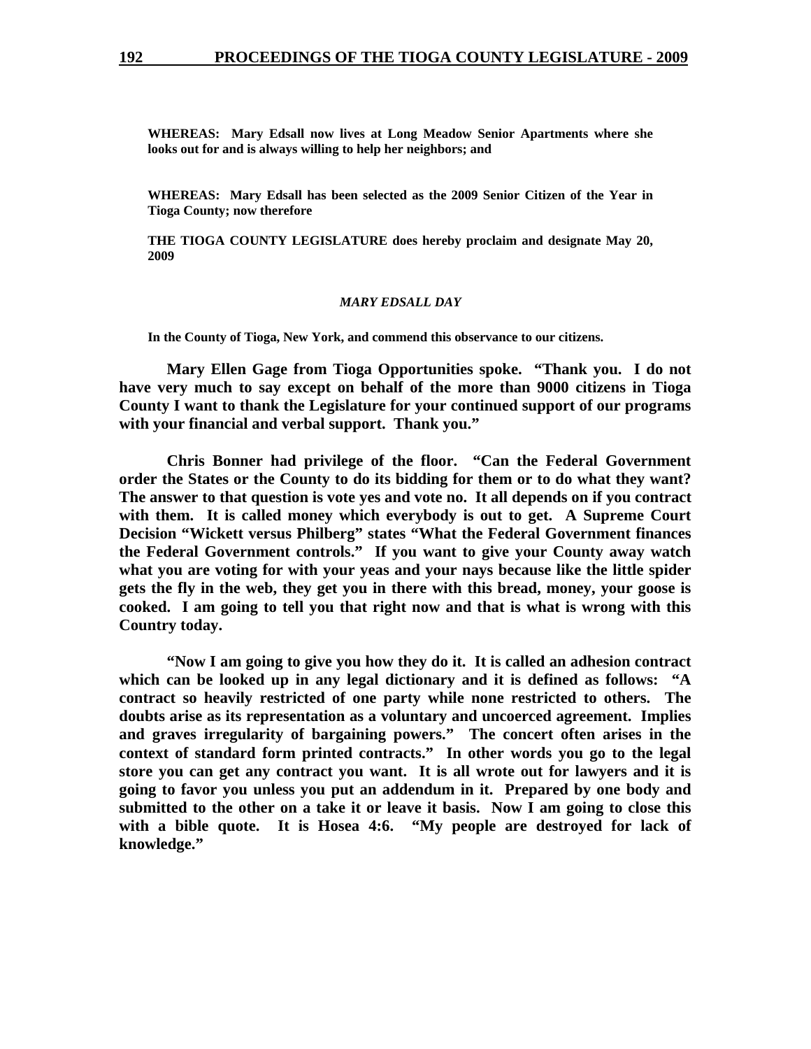**WHEREAS: Mary Edsall now lives at Long Meadow Senior Apartments where she looks out for and is always willing to help her neighbors; and**

**WHEREAS: Mary Edsall has been selected as the 2009 Senior Citizen of the Year in Tioga County; now therefore**

**THE TIOGA COUNTY LEGISLATURE does hereby proclaim and designate May 20, 2009**

***MARY EDSALL DAY***

**In the County of Tioga, New York, and commend this observance to our citizens.**

**Mary Ellen Gage from Tioga Opportunities spoke. "Thank you. I do not have very much to say except on behalf of the more than 9000 citizens in Tioga County I want to thank the Legislature for your continued support of our programs with your financial and verbal support. Thank you."**

**Chris Bonner had privilege of the floor. "Can the Federal Government order the States or the County to do its bidding for them or to do what they want? The answer to that question is vote yes and vote no. It all depends on if you contract with them. It is called money which everybody is out to get. A Supreme Court Decision "Wickett versus Philberg" states "What the Federal Government finances the Federal Government controls." If you want to give your County away watch what you are voting for with your yeas and your nays because like the little spider gets the fly in the web, they get you in there with this bread, money, your goose is cooked. I am going to tell you that right now and that is what is wrong with this Country today.**

**"Now I am going to give you how they do it. It is called an adhesion contract which can be looked up in any legal dictionary and it is defined as follows: "A contract so heavily restricted of one party while none restricted to others. The doubts arise as its representation as a voluntary and uncoerced agreement. Implies and graves irregularity of bargaining powers." The concert often arises in the context of standard form printed contracts." In other words you go to the legal store you can get any contract you want. It is all wrote out for lawyers and it is going to favor you unless you put an addendum in it. Prepared by one body and submitted to the other on a take it or leave it basis. Now I am going to close this with a bible quote. It is Hosea 4:6. "My people are destroyed for lack of knowledge."**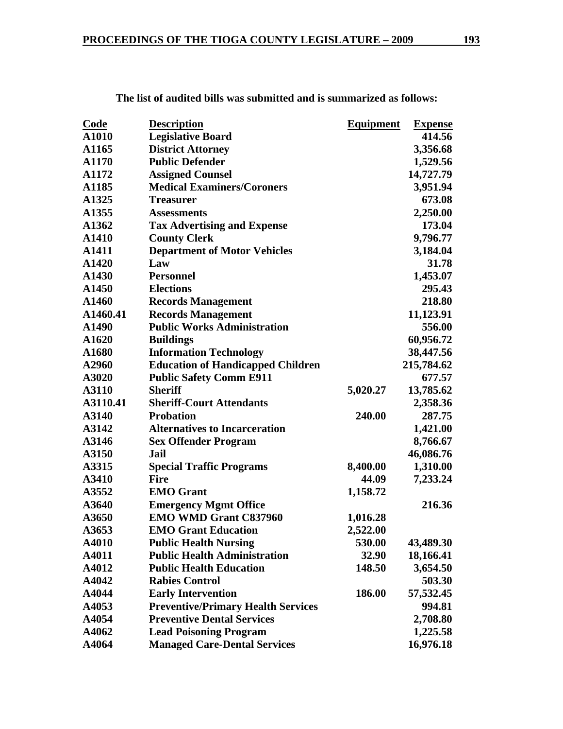**The list of audited bills was submitted and is summarized as follows:**

| Code | Description | Equipment | Expense |
|---|---|---|---|
| A1010 | Legislative Board | | 414.56 |
| A1165 | District Attorney | | 3,356.68 |
| A1170 | Public Defender | | 1,529.56 |
| A1172 | Assigned Counsel | | 14,727.79 |
| A1185 | Medical Examiners/Coroners | | 3,951.94 |
| A1325 | Treasurer | | 673.08 |
| A1355 | Assessments | | 2,250.00 |
| A1362 | Tax Advertising and Expense | | 173.04 |
| A1410 | County Clerk | | 9,796.77 |
| A1411 | Department of Motor Vehicles | | 3,184.04 |
| A1420 | Law | | 31.78 |
| A1430 | Personnel | | 1,453.07 |
| A1450 | Elections | | 295.43 |
| A1460 | Records Management | | 218.80 |
| A1460.41 | Records Management | | 11,123.91 |
| A1490 | Public Works Administration | | 556.00 |
| A1620 | Buildings | | 60,956.72 |
| A1680 | Information Technology | | 38,447.56 |
| A2960 | Education of Handicapped Children | | 215,784.62 |
| A3020 | Public Safety Comm E911 | | 677.57 |
| A3110 | Sheriff | 5,020.27 | 13,785.62 |
| A3110.41 | Sheriff-Court Attendants | | 2,358.36 |
| A3140 | Probation | 240.00 | 287.75 |
| A3142 | Alternatives to Incarceration | | 1,421.00 |
| A3146 | Sex Offender Program | | 8,766.67 |
| A3150 | Jail | | 46,086.76 |
| A3315 | Special Traffic Programs | 8,400.00 | 1,310.00 |
| A3410 | Fire | 44.09 | 7,233.24 |
| A3552 | EMO Grant | 1,158.72 | |
| A3640 | Emergency Mgmt Office | | 216.36 |
| A3650 | EMO WMD Grant C837960 | 1,016.28 | |
| A3653 | EMO Grant Education | 2,522.00 | |
| A4010 | Public Health Nursing | 530.00 | 43,489.30 |
| A4011 | Public Health Administration | 32.90 | 18,166.41 |
| A4012 | Public Health Education | 148.50 | 3,654.50 |
| A4042 | Rabies Control | | 503.30 |
| A4044 | Early Intervention | 186.00 | 57,532.45 |
| A4053 | Preventive/Primary Health Services | | 994.81 |
| A4054 | Preventive Dental Services | | 2,708.80 |
| A4062 | Lead Poisoning Program | | 1,225.58 |
| A4064 | Managed Care-Dental Services | | 16,976.18 |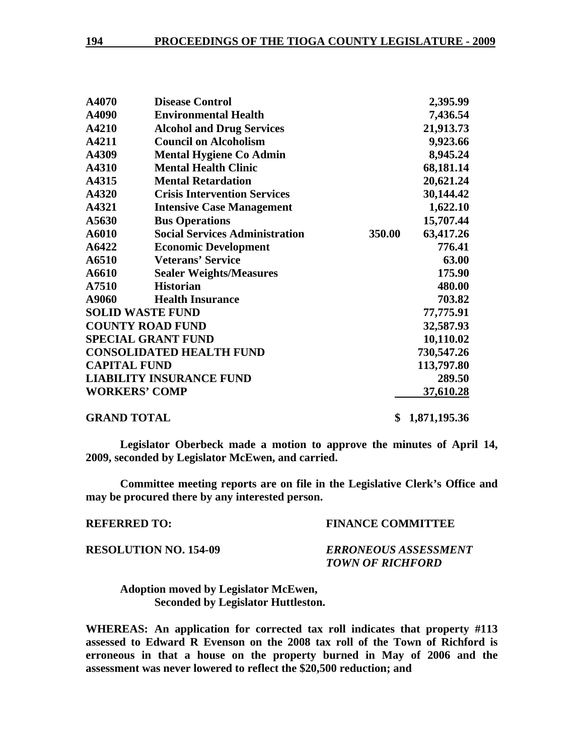| | | | |
|---|---|---|---|
| **A4070** | **Disease Control** | | **2,395.99** |
| **A4090** | **Environmental Health** | | **7,436.54** |
| **A4210** | **Alcohol and Drug Services** | | **21,913.73** |
| **A4211** | **Council on Alcoholism** | | **9,923.66** |
| **A4309** | **Mental Hygiene Co Admin** | | **8,945.24** |
| **A4310** | **Mental Health Clinic** | | **68,181.14** |
| **A4315** | **Mental Retardation** | | **20,621.24** |
| **A4320** | **Crisis Intervention Services** | | **30,144.42** |
| **A4321** | **Intensive Case Management** | | **1,622.10** |
| **A5630** | **Bus Operations** | | **15,707.44** |
| **A6010** | **Social Services Administration** | **350.00** | **63,417.26** |
| **A6422** | **Economic Development** | | **776.41** |
| **A6510** | **Veterans' Service** | | **63.00** |
| **A6610** | **Sealer Weights/Measures** | | **175.90** |
| **A7510** | **Historian** | | **480.00** |
| **A9060** | **Health Insurance** | | **703.82** |
| **SOLID WASTE FUND** | | | **77,775.91** |
| **COUNTY ROAD FUND** | | | **32,587.93** |
| **SPECIAL GRANT FUND** | | | **10,110.02** |
| **CONSOLIDATED HEALTH FUND** | | | **730,547.26** |
| **CAPITAL FUND** | | | **113,797.80** |
| **LIABILITY INSURANCE FUND** | | | **289.50** |
| **WORKERS' COMP** | | | **37,610.28** |
| **GRAND TOTAL** | | | **$ 1,871,195.36** |

**Legislator Oberbeck made a motion to approve the minutes of April 14, 2009, seconded by Legislator McEwen, and carried.**

**Committee meeting reports are on file in the Legislative Clerk's Office and may be procured there by any interested person.**

**REFERRED TO:** **FINANCE COMMITTEE**

**RESOLUTION NO. 154-09** ***ERRONEOUS ASSESSMENT TOWN OF RICHFORD***

**Adoption moved by Legislator McEwen,**
**Seconded by Legislator Huttleston.**

**WHEREAS: An application for corrected tax roll indicates that property #113 assessed to Edward R Evenson on the 2008 tax roll of the Town of Richford is erroneous in that a house on the property burned in May of 2006 and the assessment was never lowered to reflect the $20,500 reduction; and**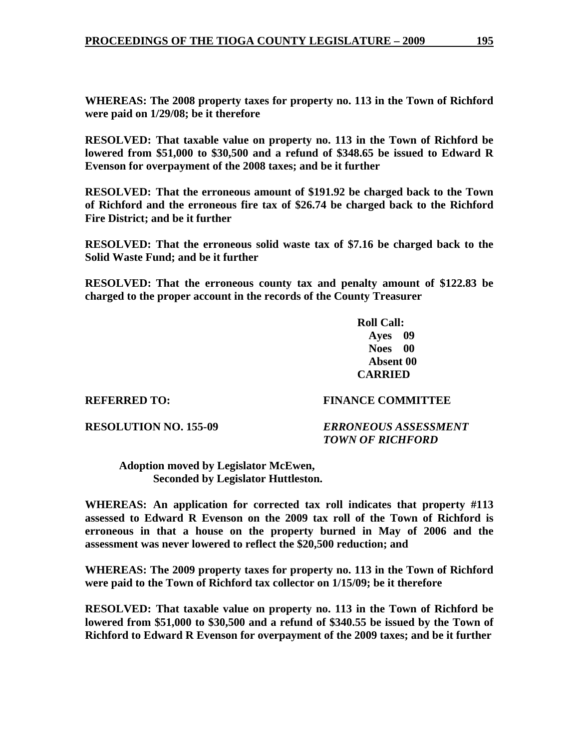**WHEREAS: The 2008 property taxes for property no. 113 in the Town of Richford were paid on 1/29/08; be it therefore**

**RESOLVED: That taxable value on property no. 113 in the Town of Richford be lowered from $51,000 to $30,500 and a refund of $348.65 be issued to Edward R Evenson for overpayment of the 2008 taxes; and be it further**

**RESOLVED: That the erroneous amount of $191.92 be charged back to the Town of Richford and the erroneous fire tax of $26.74 be charged back to the Richford Fire District; and be it further**

**RESOLVED: That the erroneous solid waste tax of $7.16 be charged back to the Solid Waste Fund; and be it further**

**RESOLVED: That the erroneous county tax and penalty amount of $122.83 be charged to the proper account in the records of the County Treasurer**

**Roll Call:**
**Ayes 09**
**Noes 00**
**Absent 00**
**CARRIED**

**REFERRED TO: FINANCE COMMITTEE**

**RESOLUTION NO. 155-09** ***ERRONEOUS ASSESSMENT TOWN OF RICHFORD***

**Adoption moved by Legislator McEwen,**
**Seconded by Legislator Huttleston.**

**WHEREAS: An application for corrected tax roll indicates that property #113 assessed to Edward R Evenson on the 2009 tax roll of the Town of Richford is erroneous in that a house on the property burned in May of 2006 and the assessment was never lowered to reflect the $20,500 reduction; and**

**WHEREAS: The 2009 property taxes for property no. 113 in the Town of Richford were paid to the Town of Richford tax collector on 1/15/09; be it therefore**

**RESOLVED: That taxable value on property no. 113 in the Town of Richford be lowered from $51,000 to $30,500 and a refund of $340.55 be issued by the Town of Richford to Edward R Evenson for overpayment of the 2009 taxes; and be it further**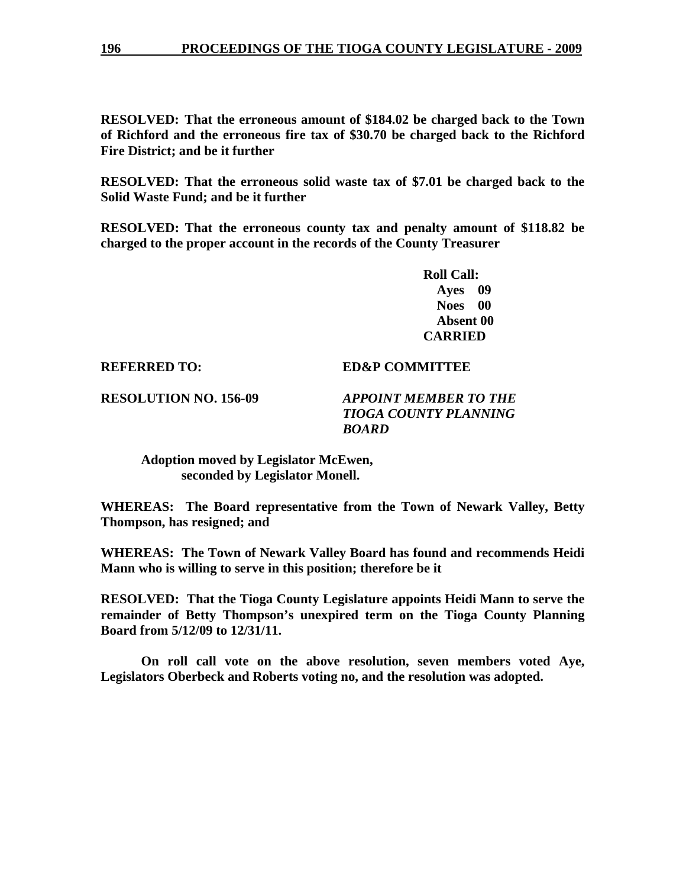**RESOLVED: That the erroneous amount of $184.02 be charged back to the Town of Richford and the erroneous fire tax of $30.70 be charged back to the Richford Fire District; and be it further**

**RESOLVED: That the erroneous solid waste tax of $7.01 be charged back to the Solid Waste Fund; and be it further**

**RESOLVED: That the erroneous county tax and penalty amount of $118.82 be charged to the proper account in the records of the County Treasurer**

**Roll Call:**
**Ayes 09**
**Noes 00**
**Absent 00**
**CARRIED**

**REFERRED TO: ED&P COMMITTEE**

**RESOLUTION NO. 156-09** ***APPOINT MEMBER TO THE TIOGA COUNTY PLANNING BOARD***

**Adoption moved by Legislator McEwen, seconded by Legislator Monell.**

**WHEREAS: The Board representative from the Town of Newark Valley, Betty Thompson, has resigned; and**

**WHEREAS: The Town of Newark Valley Board has found and recommends Heidi Mann who is willing to serve in this position; therefore be it**

**RESOLVED: That the Tioga County Legislature appoints Heidi Mann to serve the remainder of Betty Thompson's unexpired term on the Tioga County Planning Board from 5/12/09 to 12/31/11.**

**On roll call vote on the above resolution, seven members voted Aye, Legislators Oberbeck and Roberts voting no, and the resolution was adopted.**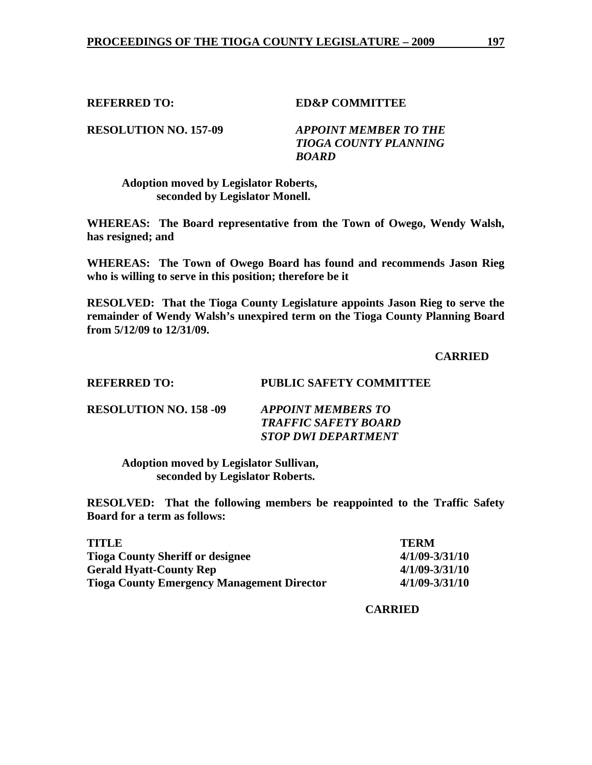**REFERRED TO:** **ED&P COMMITTEE**

**RESOLUTION NO. 157-09** ***APPOINT MEMBER TO THE TIOGA COUNTY PLANNING BOARD***

**Adoption moved by Legislator Roberts, seconded by Legislator Monell.**

**WHEREAS: The Board representative from the Town of Owego, Wendy Walsh, has resigned; and**

**WHEREAS: The Town of Owego Board has found and recommends Jason Rieg who is willing to serve in this position; therefore be it**

**RESOLVED: That the Tioga County Legislature appoints Jason Rieg to serve the remainder of Wendy Walsh's unexpired term on the Tioga County Planning Board from 5/12/09 to 12/31/09.**

**CARRIED**

**REFERRED TO:** **PUBLIC SAFETY COMMITTEE**

**RESOLUTION NO. 158 -09** ***APPOINT MEMBERS TO TRAFFIC SAFETY BOARD STOP DWI DEPARTMENT***

**Adoption moved by Legislator Sullivan, seconded by Legislator Roberts.**

**RESOLVED: That the following members be reappointed to the Traffic Safety Board for a term as follows:**

| TITLE | TERM |
|---|---|
| Tioga County Sheriff or designee | 4/1/09-3/31/10 |
| Gerald Hyatt-County Rep | 4/1/09-3/31/10 |
| Tioga County Emergency Management Director | 4/1/09-3/31/10 |

**CARRIED**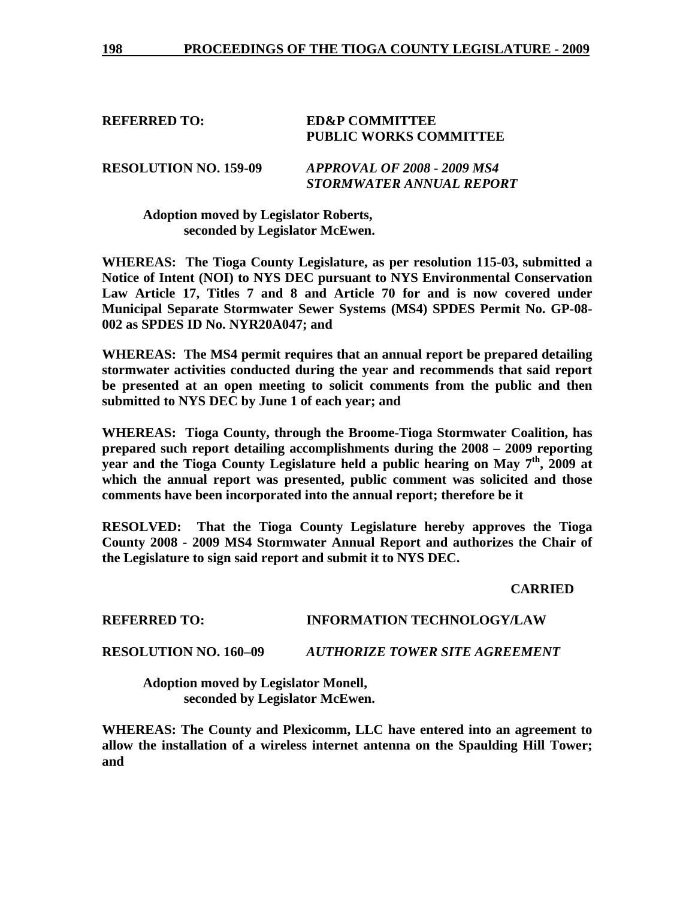**REFERRED TO: ED&P COMMITTEE**
**PUBLIC WORKS COMMITTEE**

**RESOLUTION NO. 159-09** ***APPROVAL OF 2008 - 2009 MS4 STORMWATER ANNUAL REPORT***

**Adoption moved by Legislator Roberts, seconded by Legislator McEwen.**

**WHEREAS: The Tioga County Legislature, as per resolution 115-03, submitted a Notice of Intent (NOI) to NYS DEC pursuant to NYS Environmental Conservation Law Article 17, Titles 7 and 8 and Article 70 for and is now covered under Municipal Separate Stormwater Sewer Systems (MS4) SPDES Permit No. GP-08-002 as SPDES ID No. NYR20A047; and**

**WHEREAS: The MS4 permit requires that an annual report be prepared detailing stormwater activities conducted during the year and recommends that said report be presented at an open meeting to solicit comments from the public and then submitted to NYS DEC by June 1 of each year; and**

**WHEREAS: Tioga County, through the Broome-Tioga Stormwater Coalition, has prepared such report detailing accomplishments during the 2008 – 2009 reporting year and the Tioga County Legislature held a public hearing on May 7th, 2009 at which the annual report was presented, public comment was solicited and those comments have been incorporated into the annual report; therefore be it**

**RESOLVED: That the Tioga County Legislature hereby approves the Tioga County 2008 - 2009 MS4 Stormwater Annual Report and authorizes the Chair of the Legislature to sign said report and submit it to NYS DEC.**

**CARRIED**

**REFERRED TO: INFORMATION TECHNOLOGY/LAW**

**RESOLUTION NO. 160–09** ***AUTHORIZE TOWER SITE AGREEMENT***

**Adoption moved by Legislator Monell, seconded by Legislator McEwen.**

**WHEREAS: The County and Plexicomm, LLC have entered into an agreement to allow the installation of a wireless internet antenna on the Spaulding Hill Tower; and**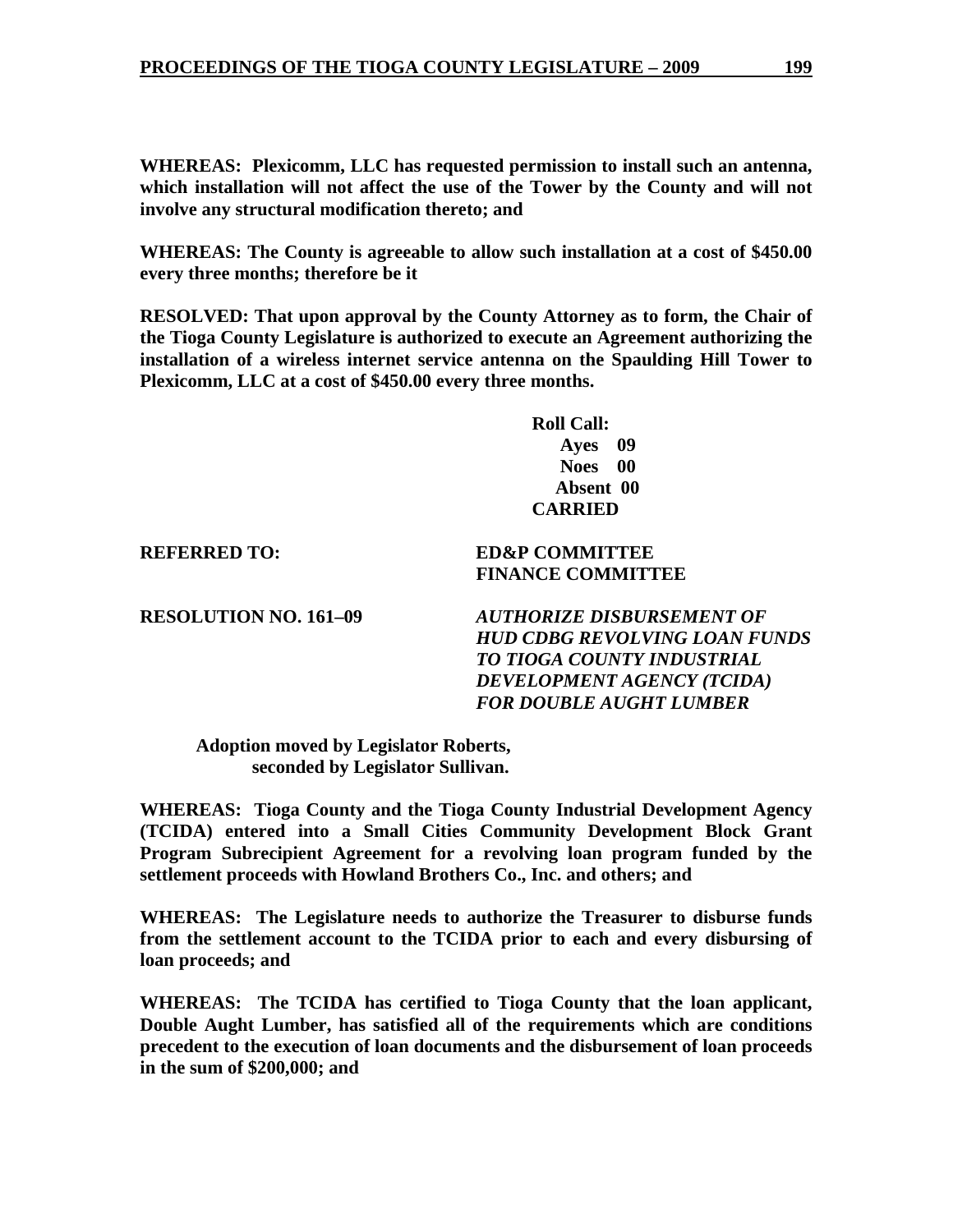**WHEREAS: Plexicomm, LLC has requested permission to install such an antenna, which installation will not affect the use of the Tower by the County and will not involve any structural modification thereto; and**

**WHEREAS: The County is agreeable to allow such installation at a cost of $450.00 every three months; therefore be it**

**RESOLVED: That upon approval by the County Attorney as to form, the Chair of the Tioga County Legislature is authorized to execute an Agreement authorizing the installation of a wireless internet service antenna on the Spaulding Hill Tower to Plexicomm, LLC at a cost of $450.00 every three months.**

**Roll Call:**
**Ayes 09**
**Noes 00**
**Absent 00**
**CARRIED**

**REFERRED TO:** **ED&P COMMITTEE**
**FINANCE COMMITTEE**

**RESOLUTION NO. 161–09** ***AUTHORIZE DISBURSEMENT OF HUD CDBG REVOLVING LOAN FUNDS TO TIOGA COUNTY INDUSTRIAL DEVELOPMENT AGENCY (TCIDA) FOR DOUBLE AUGHT LUMBER***

**Adoption moved by Legislator Roberts, seconded by Legislator Sullivan.**

**WHEREAS: Tioga County and the Tioga County Industrial Development Agency (TCIDA) entered into a Small Cities Community Development Block Grant Program Subrecipient Agreement for a revolving loan program funded by the settlement proceeds with Howland Brothers Co., Inc. and others; and**

**WHEREAS: The Legislature needs to authorize the Treasurer to disburse funds from the settlement account to the TCIDA prior to each and every disbursing of loan proceeds; and**

**WHEREAS: The TCIDA has certified to Tioga County that the loan applicant, Double Aught Lumber, has satisfied all of the requirements which are conditions precedent to the execution of loan documents and the disbursement of loan proceeds in the sum of $200,000; and**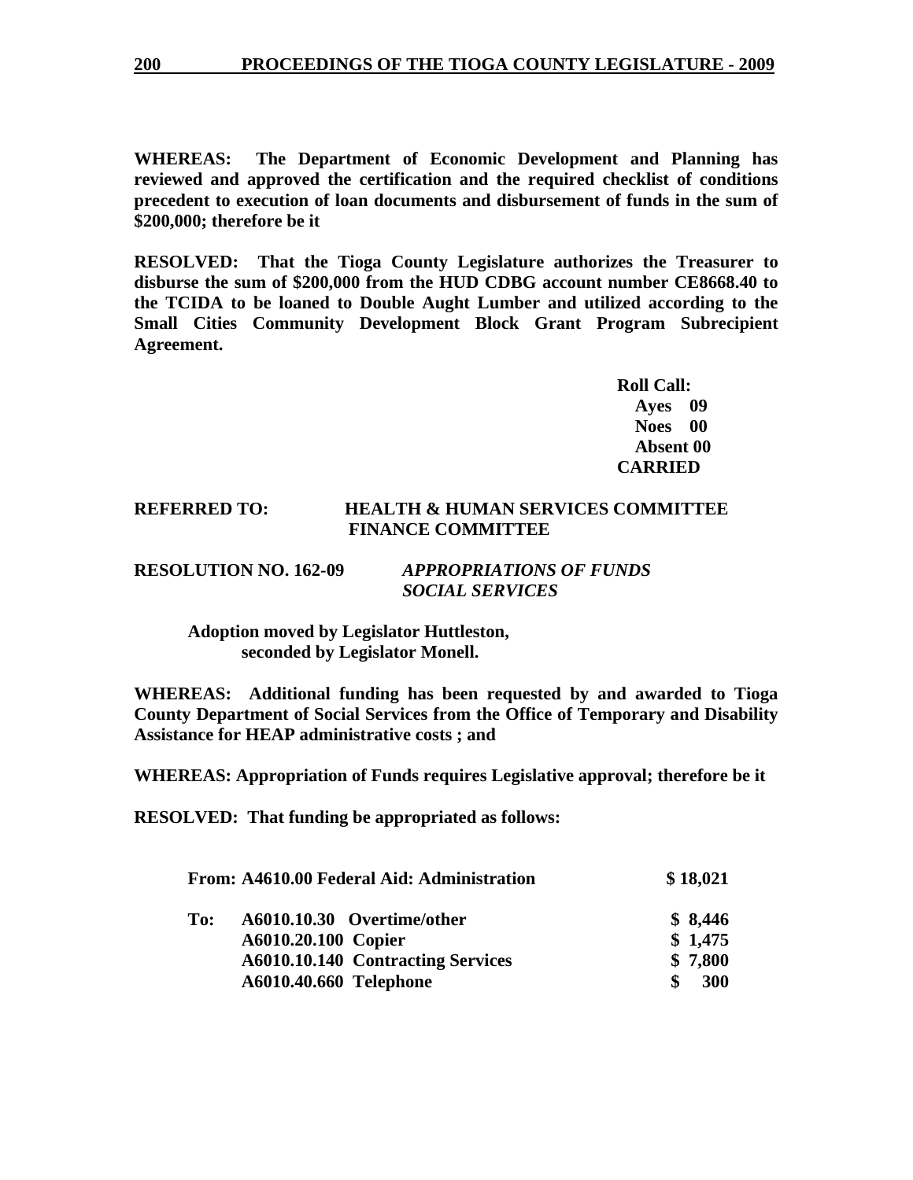**WHEREAS: The Department of Economic Development and Planning has reviewed and approved the certification and the required checklist of conditions precedent to execution of loan documents and disbursement of funds in the sum of $200,000; therefore be it**

**RESOLVED: That the Tioga County Legislature authorizes the Treasurer to disburse the sum of $200,000 from the HUD CDBG account number CE8668.40 to the TCIDA to be loaned to Double Aught Lumber and utilized according to the Small Cities Community Development Block Grant Program Subrecipient Agreement.**

**Roll Call:**
**Ayes 09**
**Noes 00**
**Absent 00**
**CARRIED**

**REFERRED TO: HEALTH & HUMAN SERVICES COMMITTEE**
**FINANCE COMMITTEE**

**RESOLUTION NO. 162-09** ***APPROPRIATIONS OF FUNDS***
***SOCIAL SERVICES***

**Adoption moved by Legislator Huttleston, seconded by Legislator Monell.**

**WHEREAS: Additional funding has been requested by and awarded to Tioga County Department of Social Services from the Office of Temporary and Disability Assistance for HEAP administrative costs ; and**

**WHEREAS: Appropriation of Funds requires Legislative approval; therefore be it**

**RESOLVED: That funding be appropriated as follows:**

| | | |
|---|---|---|
| **From:** | **A4610.00 Federal Aid: Administration** | **$ 18,021** |
| **To:** | **A6010.10.30 Overtime/other** | **$ 8,446** |
| | **A6010.20.100 Copier** | **$ 1,475** |
| | **A6010.10.140 Contracting Services** | **$ 7,800** |
| | **A6010.40.660 Telephone** | **$ 300** |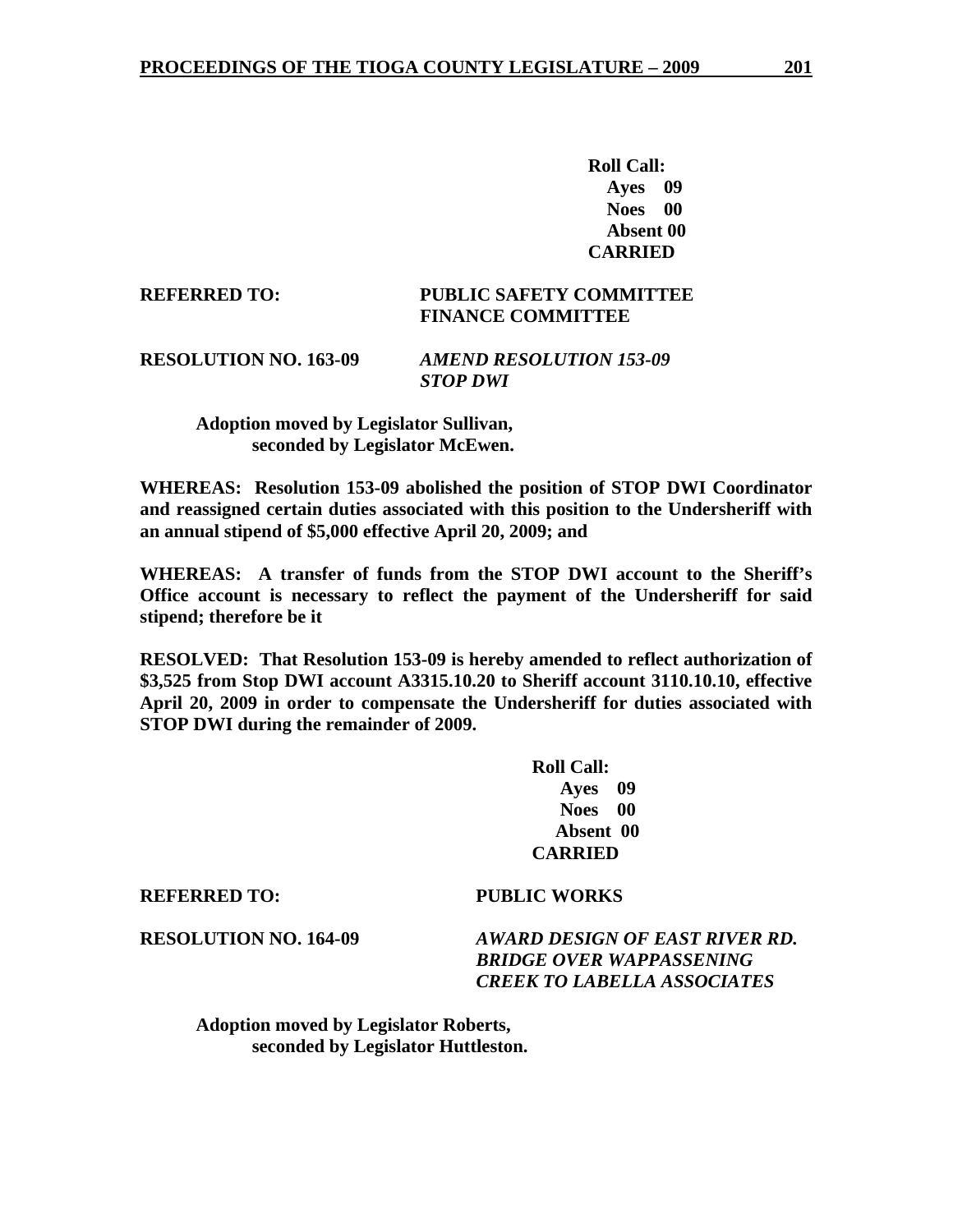**Roll Call:**
**Ayes 09**
**Noes 00**
**Absent 00**
**CARRIED**

**REFERRED TO: PUBLIC SAFETY COMMITTEE**
**FINANCE COMMITTEE**

**RESOLUTION NO. 163-09** ***AMEND RESOLUTION 153-09 STOP DWI***

**Adoption moved by Legislator Sullivan, seconded by Legislator McEwen.**

**WHEREAS: Resolution 153-09 abolished the position of STOP DWI Coordinator and reassigned certain duties associated with this position to the Undersheriff with an annual stipend of $5,000 effective April 20, 2009; and**

**WHEREAS: A transfer of funds from the STOP DWI account to the Sheriff's Office account is necessary to reflect the payment of the Undersheriff for said stipend; therefore be it**

**RESOLVED: That Resolution 153-09 is hereby amended to reflect authorization of $3,525 from Stop DWI account A3315.10.20 to Sheriff account 3110.10.10, effective April 20, 2009 in order to compensate the Undersheriff for duties associated with STOP DWI during the remainder of 2009.**

**Roll Call:**
**Ayes 09**
**Noes 00**
**Absent 00**
**CARRIED**

**REFERRED TO: PUBLIC WORKS**

**RESOLUTION NO. 164-09** ***AWARD DESIGN OF EAST RIVER RD. BRIDGE OVER WAPPASSENING CREEK TO LABELLA ASSOCIATES***

**Adoption moved by Legislator Roberts, seconded by Legislator Huttleston.**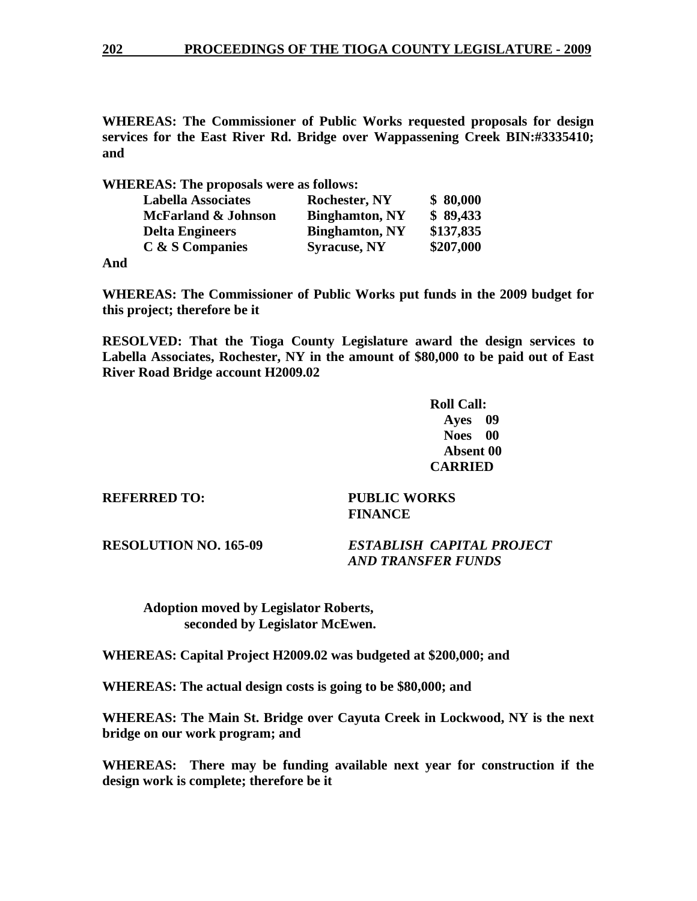**WHEREAS: The Commissioner of Public Works requested proposals for design services for the East River Rd. Bridge over Wappassening Creek BIN:#3335410; and**

**WHEREAS: The proposals were as follows:**

| | | |
|---|---|---|
| **Labella Associates** | **Rochester, NY** | **$ 80,000** |
| **McFarland & Johnson** | **Binghamton, NY** | **$ 89,433** |
| **Delta Engineers** | **Binghamton, NY** | **$137,835** |
| **C & S Companies** | **Syracuse, NY** | **$207,000** |

**And**

**WHEREAS: The Commissioner of Public Works put funds in the 2009 budget for this project; therefore be it**

**RESOLVED: That the Tioga County Legislature award the design services to Labella Associates, Rochester, NY in the amount of $80,000 to be paid out of East River Road Bridge account H2009.02**

**Roll Call:**
**Ayes 09**
**Noes 00**
**Absent 00**
**CARRIED**

**REFERRED TO:** **PUBLIC WORKS**
**FINANCE**

**RESOLUTION NO. 165-09** ***ESTABLISH CAPITAL PROJECT AND TRANSFER FUNDS***

**Adoption moved by Legislator Roberts, seconded by Legislator McEwen.**

**WHEREAS: Capital Project H2009.02 was budgeted at $200,000; and**

**WHEREAS: The actual design costs is going to be $80,000; and**

**WHEREAS: The Main St. Bridge over Cayuta Creek in Lockwood, NY is the next bridge on our work program; and**

**WHEREAS: There may be funding available next year for construction if the design work is complete; therefore be it**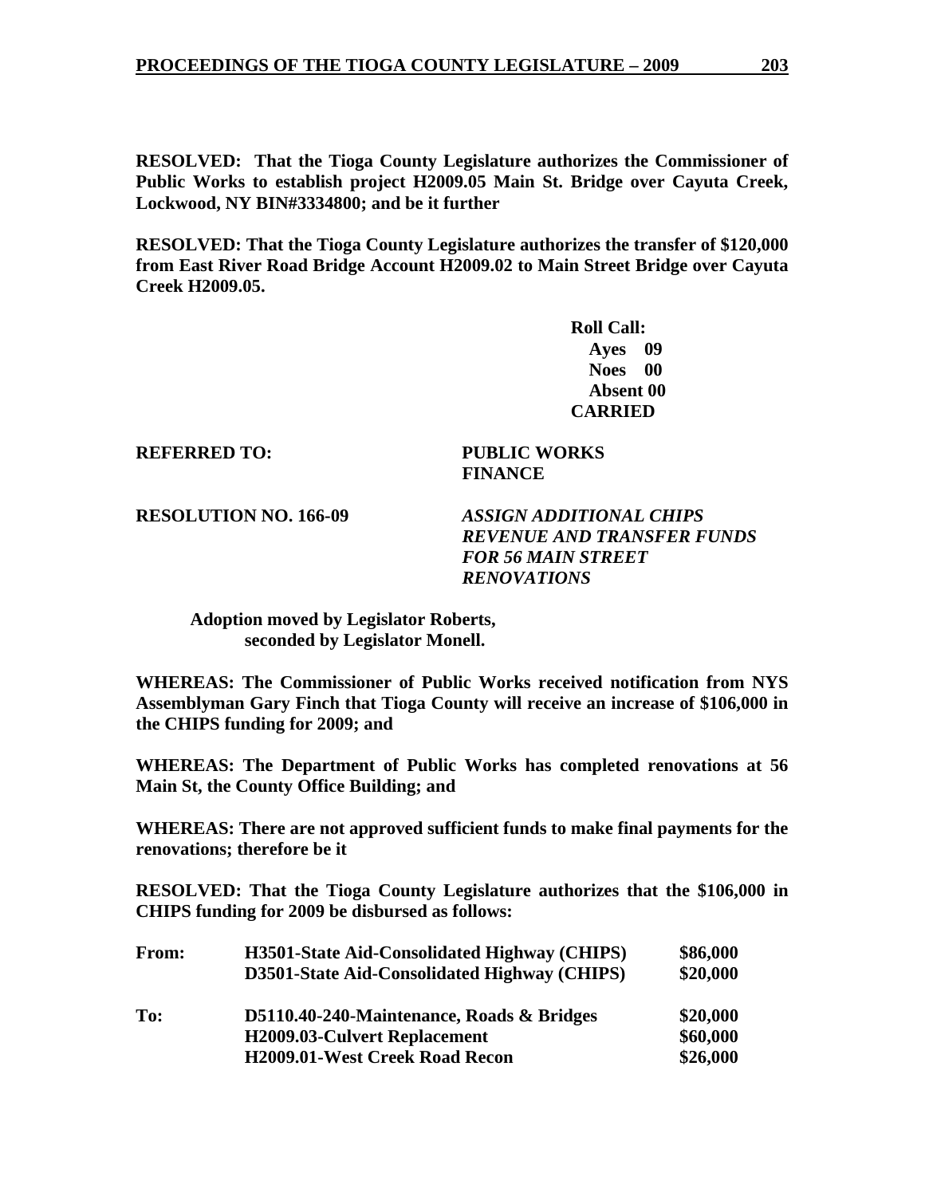**RESOLVED: That the Tioga County Legislature authorizes the Commissioner of Public Works to establish project H2009.05 Main St. Bridge over Cayuta Creek, Lockwood, NY BIN#3334800; and be it further**

**RESOLVED: That the Tioga County Legislature authorizes the transfer of $120,000 from East River Road Bridge Account H2009.02 to Main Street Bridge over Cayuta Creek H2009.05.**

**Roll Call:**
**Ayes 09**
**Noes 00**
**Absent 00**
**CARRIED**

**REFERRED TO: PUBLIC WORKS**
**FINANCE**

**RESOLUTION NO. 166-09** ***ASSIGN ADDITIONAL CHIPS REVENUE AND TRANSFER FUNDS FOR 56 MAIN STREET RENOVATIONS***

**Adoption moved by Legislator Roberts, seconded by Legislator Monell.**

**WHEREAS: The Commissioner of Public Works received notification from NYS Assemblyman Gary Finch that Tioga County will receive an increase of $106,000 in the CHIPS funding for 2009; and**

**WHEREAS: The Department of Public Works has completed renovations at 56 Main St, the County Office Building; and**

**WHEREAS: There are not approved sufficient funds to make final payments for the renovations; therefore be it**

**RESOLVED: That the Tioga County Legislature authorizes that the $106,000 in CHIPS funding for 2009 be disbursed as follows:**

| | | |
|---|---|---|
| **From:** | **H3501-State Aid-Consolidated Highway (CHIPS)** | **$86,000** |
| | **D3501-State Aid-Consolidated Highway (CHIPS)** | **$20,000** |
| **To:** | **D5110.40-240-Maintenance, Roads & Bridges** | **$20,000** |
| | **H2009.03-Culvert Replacement** | **$60,000** |
| | **H2009.01-West Creek Road Recon** | **$26,000** |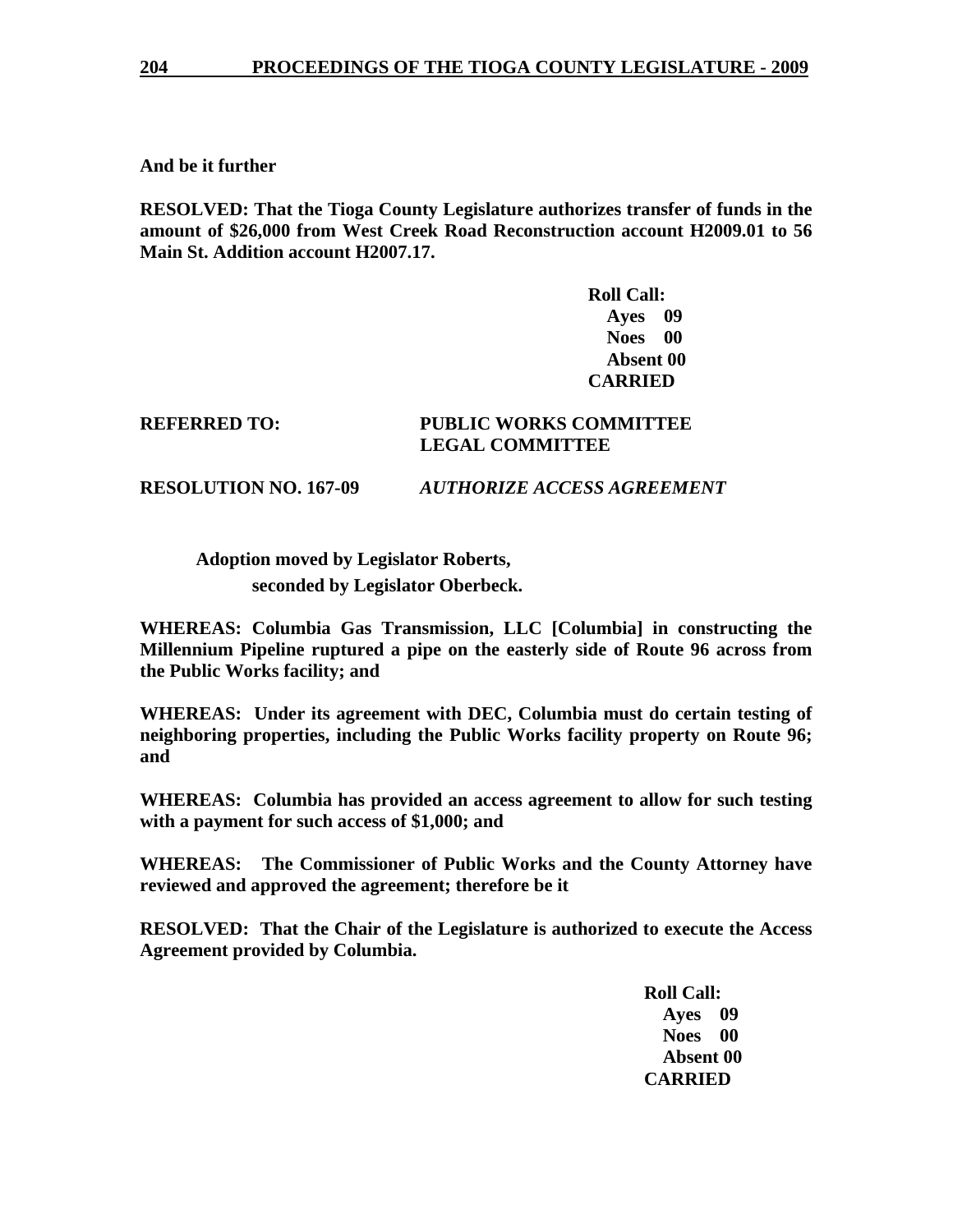**And be it further**

**RESOLVED: That the Tioga County Legislature authorizes transfer of funds in the amount of $26,000 from West Creek Road Reconstruction account H2009.01 to 56 Main St. Addition account H2007.17.**

**Roll Call:**
**Ayes 09**
**Noes 00**
**Absent 00**
**CARRIED**

**REFERRED TO:** **PUBLIC WORKS COMMITTEE**
**LEGAL COMMITTEE**

**RESOLUTION NO. 167-09** ***AUTHORIZE ACCESS AGREEMENT***

**Adoption moved by Legislator Roberts,**
**seconded by Legislator Oberbeck.**

**WHEREAS: Columbia Gas Transmission, LLC [Columbia] in constructing the Millennium Pipeline ruptured a pipe on the easterly side of Route 96 across from the Public Works facility; and**

**WHEREAS: Under its agreement with DEC, Columbia must do certain testing of neighboring properties, including the Public Works facility property on Route 96; and**

**WHEREAS: Columbia has provided an access agreement to allow for such testing with a payment for such access of $1,000; and**

**WHEREAS: The Commissioner of Public Works and the County Attorney have reviewed and approved the agreement; therefore be it**

**RESOLVED: That the Chair of the Legislature is authorized to execute the Access Agreement provided by Columbia.**

**Roll Call:**
**Ayes 09**
**Noes 00**
**Absent 00**
**CARRIED**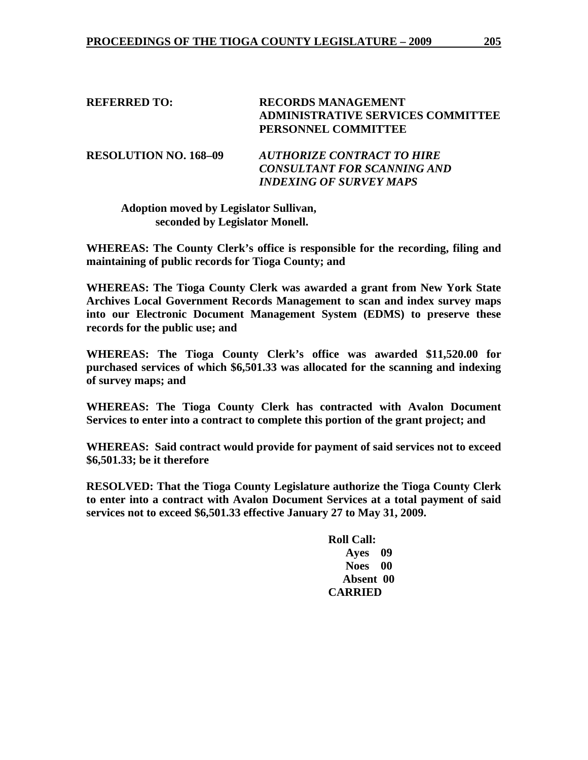**REFERRED TO:** **RECORDS MANAGEMENT**
**ADMINISTRATIVE SERVICES COMMITTEE**
**PERSONNEL COMMITTEE**

**RESOLUTION NO. 168–09** ***AUTHORIZE CONTRACT TO HIRE CONSULTANT FOR SCANNING AND INDEXING OF SURVEY MAPS***

**Adoption moved by Legislator Sullivan, seconded by Legislator Monell.**

**WHEREAS: The County Clerk's office is responsible for the recording, filing and maintaining of public records for Tioga County; and**

**WHEREAS: The Tioga County Clerk was awarded a grant from New York State Archives Local Government Records Management to scan and index survey maps into our Electronic Document Management System (EDMS) to preserve these records for the public use; and**

**WHEREAS: The Tioga County Clerk's office was awarded $11,520.00 for purchased services of which $6,501.33 was allocated for the scanning and indexing of survey maps; and**

**WHEREAS: The Tioga County Clerk has contracted with Avalon Document Services to enter into a contract to complete this portion of the grant project; and**

**WHEREAS: Said contract would provide for payment of said services not to exceed $6,501.33; be it therefore**

**RESOLVED: That the Tioga County Legislature authorize the Tioga County Clerk to enter into a contract with Avalon Document Services at a total payment of said services not to exceed $6,501.33 effective January 27 to May 31, 2009.**

**Roll Call:**
**Ayes 09**
**Noes 00**
**Absent 00**
**CARRIED**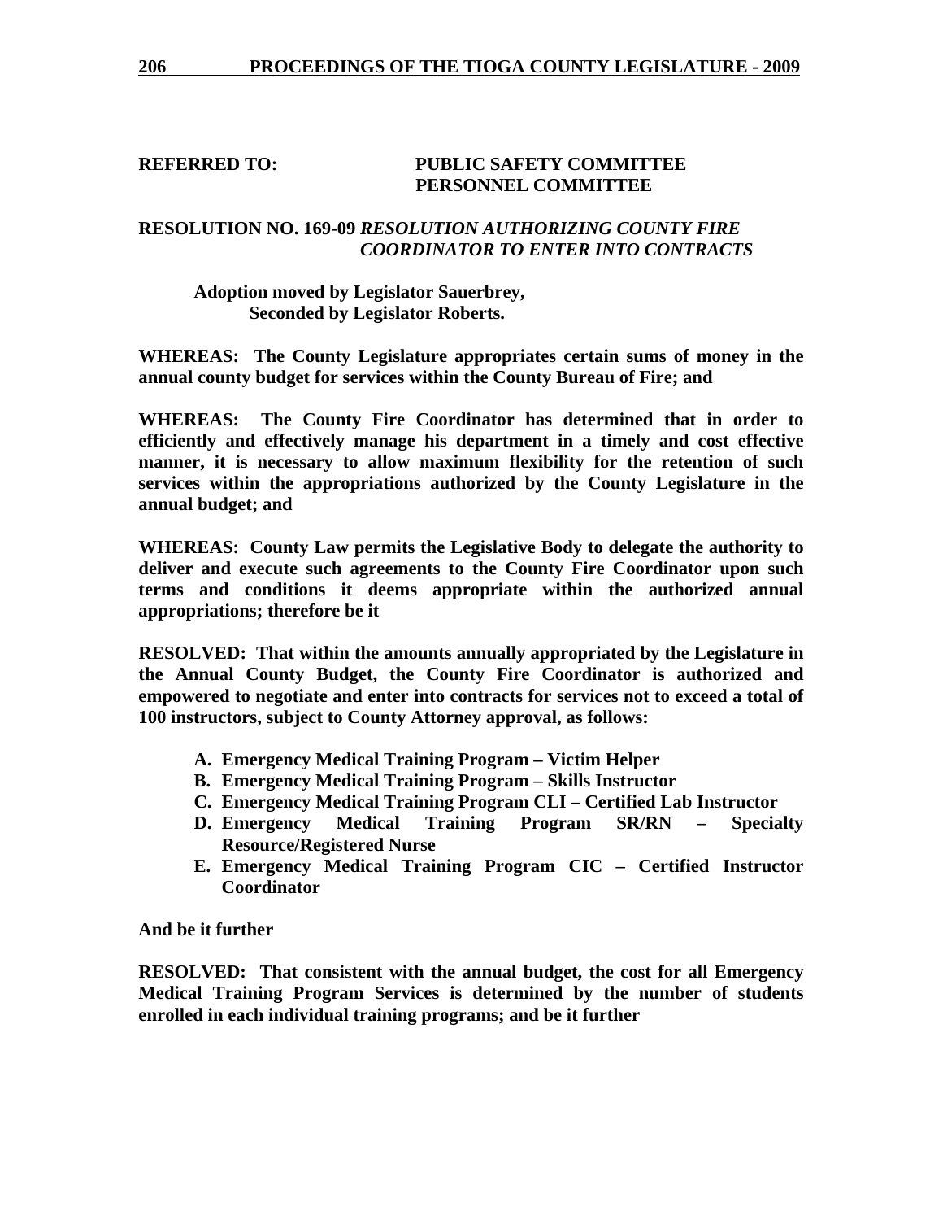**REFERRED TO: PUBLIC SAFETY COMMITTEE**
**PERSONNEL COMMITTEE**

**RESOLUTION NO. 169-09** ***RESOLUTION AUTHORIZING COUNTY FIRE COORDINATOR TO ENTER INTO CONTRACTS***

**Adoption moved by Legislator Sauerbrey,**
**Seconded by Legislator Roberts.**

**WHEREAS: The County Legislature appropriates certain sums of money in the annual county budget for services within the County Bureau of Fire; and**

**WHEREAS: The County Fire Coordinator has determined that in order to efficiently and effectively manage his department in a timely and cost effective manner, it is necessary to allow maximum flexibility for the retention of such services within the appropriations authorized by the County Legislature in the annual budget; and**

**WHEREAS: County Law permits the Legislative Body to delegate the authority to deliver and execute such agreements to the County Fire Coordinator upon such terms and conditions it deems appropriate within the authorized annual appropriations; therefore be it**

**RESOLVED: That within the amounts annually appropriated by the Legislature in the Annual County Budget, the County Fire Coordinator is authorized and empowered to negotiate and enter into contracts for services not to exceed a total of 100 instructors, subject to County Attorney approval, as follows:**

- **A. Emergency Medical Training Program – Victim Helper**
- **B. Emergency Medical Training Program – Skills Instructor**
- **C. Emergency Medical Training Program CLI – Certified Lab Instructor**
- **D. Emergency Medical Training Program SR/RN – Specialty Resource/Registered Nurse**
- **E. Emergency Medical Training Program CIC – Certified Instructor Coordinator**

**And be it further**

**RESOLVED: That consistent with the annual budget, the cost for all Emergency Medical Training Program Services is determined by the number of students enrolled in each individual training programs; and be it further**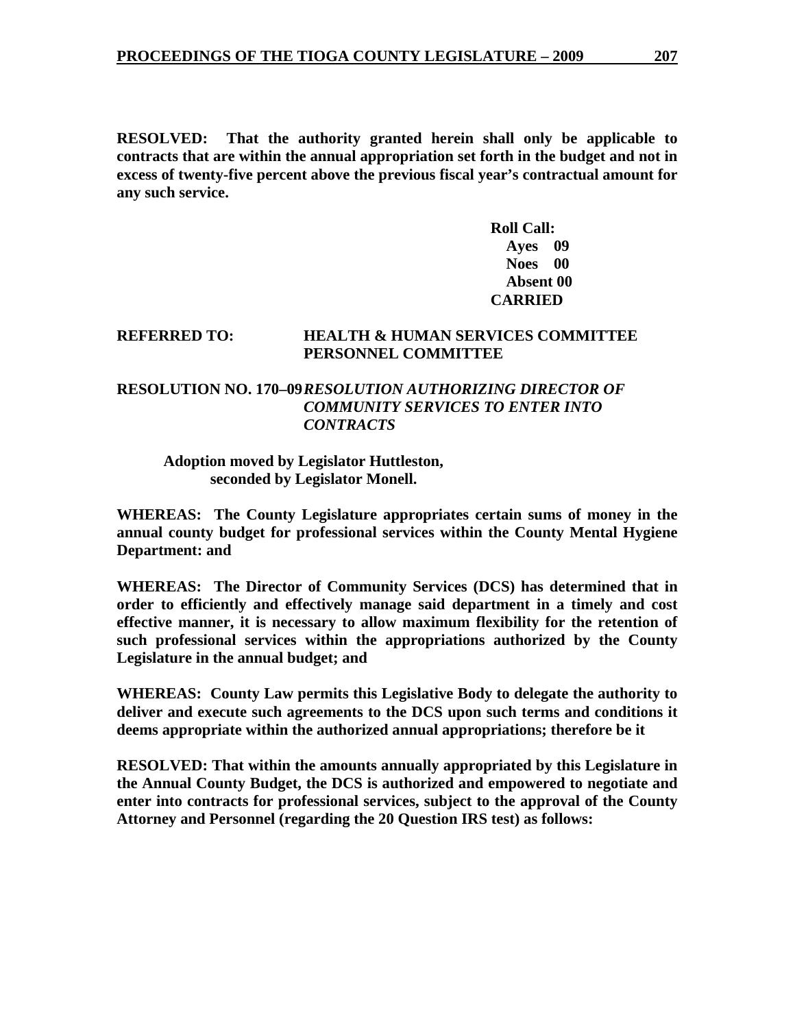**RESOLVED: That the authority granted herein shall only be applicable to contracts that are within the annual appropriation set forth in the budget and not in excess of twenty-five percent above the previous fiscal year's contractual amount for any such service.**

**Roll Call:**
**Ayes 09**
**Noes 00**
**Absent 00**
**CARRIED**

**REFERRED TO: HEALTH & HUMAN SERVICES COMMITTEE**
**PERSONNEL COMMITTEE**

**RESOLUTION NO. 170–09** ***RESOLUTION AUTHORIZING DIRECTOR OF COMMUNITY SERVICES TO ENTER INTO CONTRACTS***

**Adoption moved by Legislator Huttleston, seconded by Legislator Monell.**

**WHEREAS: The County Legislature appropriates certain sums of money in the annual county budget for professional services within the County Mental Hygiene Department: and**

**WHEREAS: The Director of Community Services (DCS) has determined that in order to efficiently and effectively manage said department in a timely and cost effective manner, it is necessary to allow maximum flexibility for the retention of such professional services within the appropriations authorized by the County Legislature in the annual budget; and**

**WHEREAS: County Law permits this Legislative Body to delegate the authority to deliver and execute such agreements to the DCS upon such terms and conditions it deems appropriate within the authorized annual appropriations; therefore be it**

**RESOLVED: That within the amounts annually appropriated by this Legislature in the Annual County Budget, the DCS is authorized and empowered to negotiate and enter into contracts for professional services, subject to the approval of the County Attorney and Personnel (regarding the 20 Question IRS test) as follows:**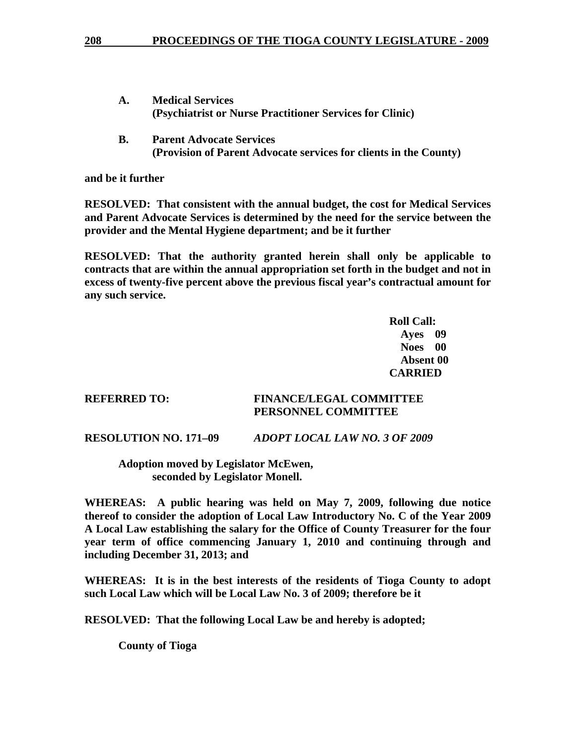**A. Medical Services**
**(Psychiatrist or Nurse Practitioner Services for Clinic)**

**B. Parent Advocate Services**
**(Provision of Parent Advocate services for clients in the County)**

**and be it further**

**RESOLVED: That consistent with the annual budget, the cost for Medical Services and Parent Advocate Services is determined by the need for the service between the provider and the Mental Hygiene department; and be it further**

**RESOLVED: That the authority granted herein shall only be applicable to contracts that are within the annual appropriation set forth in the budget and not in excess of twenty-five percent above the previous fiscal year's contractual amount for any such service.**

**Roll Call:**
**Ayes 09**
**Noes 00**
**Absent 00**
**CARRIED**

**REFERRED TO: FINANCE/LEGAL COMMITTEE**
**PERSONNEL COMMITTEE**

**RESOLUTION NO. 171–09** ***ADOPT LOCAL LAW NO. 3 OF 2009***

**Adoption moved by Legislator McEwen, seconded by Legislator Monell.**

**WHEREAS: A public hearing was held on May 7, 2009, following due notice thereof to consider the adoption of Local Law Introductory No. C of the Year 2009 A Local Law establishing the salary for the Office of County Treasurer for the four year term of office commencing January 1, 2010 and continuing through and including December 31, 2013; and**

**WHEREAS: It is in the best interests of the residents of Tioga County to adopt such Local Law which will be Local Law No. 3 of 2009; therefore be it**

**RESOLVED: That the following Local Law be and hereby is adopted;**

**County of Tioga**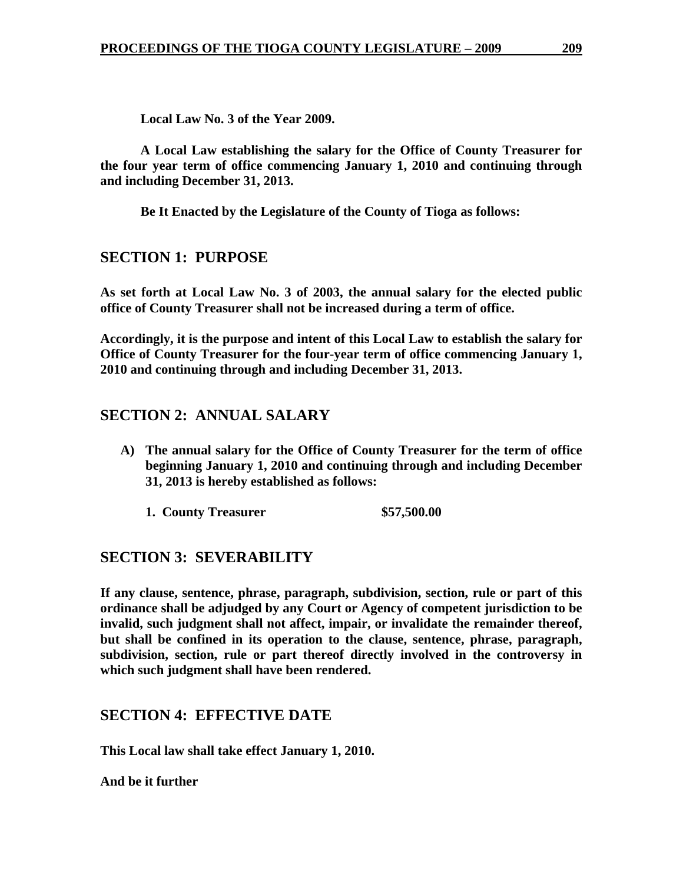**Local Law No. 3 of the Year 2009.**

**A Local Law establishing the salary for the Office of County Treasurer for the four year term of office commencing January 1, 2010 and continuing through and including December 31, 2013.**

**Be It Enacted by the Legislature of the County of Tioga as follows:**

## SECTION 1: PURPOSE

**As set forth at Local Law No. 3 of 2003, the annual salary for the elected public office of County Treasurer shall not be increased during a term of office.**

**Accordingly, it is the purpose and intent of this Local Law to establish the salary for Office of County Treasurer for the four-year term of office commencing January 1, 2010 and continuing through and including December 31, 2013.**

## SECTION 2: ANNUAL SALARY

**A) The annual salary for the Office of County Treasurer for the term of office beginning January 1, 2010 and continuing through and including December 31, 2013 is hereby established as follows:**

**1. County Treasurer $57,500.00**

## SECTION 3: SEVERABILITY

**If any clause, sentence, phrase, paragraph, subdivision, section, rule or part of this ordinance shall be adjudged by any Court or Agency of competent jurisdiction to be invalid, such judgment shall not affect, impair, or invalidate the remainder thereof, but shall be confined in its operation to the clause, sentence, phrase, paragraph, subdivision, section, rule or part thereof directly involved in the controversy in which such judgment shall have been rendered.**

## SECTION 4: EFFECTIVE DATE

**This Local law shall take effect January 1, 2010.**

**And be it further**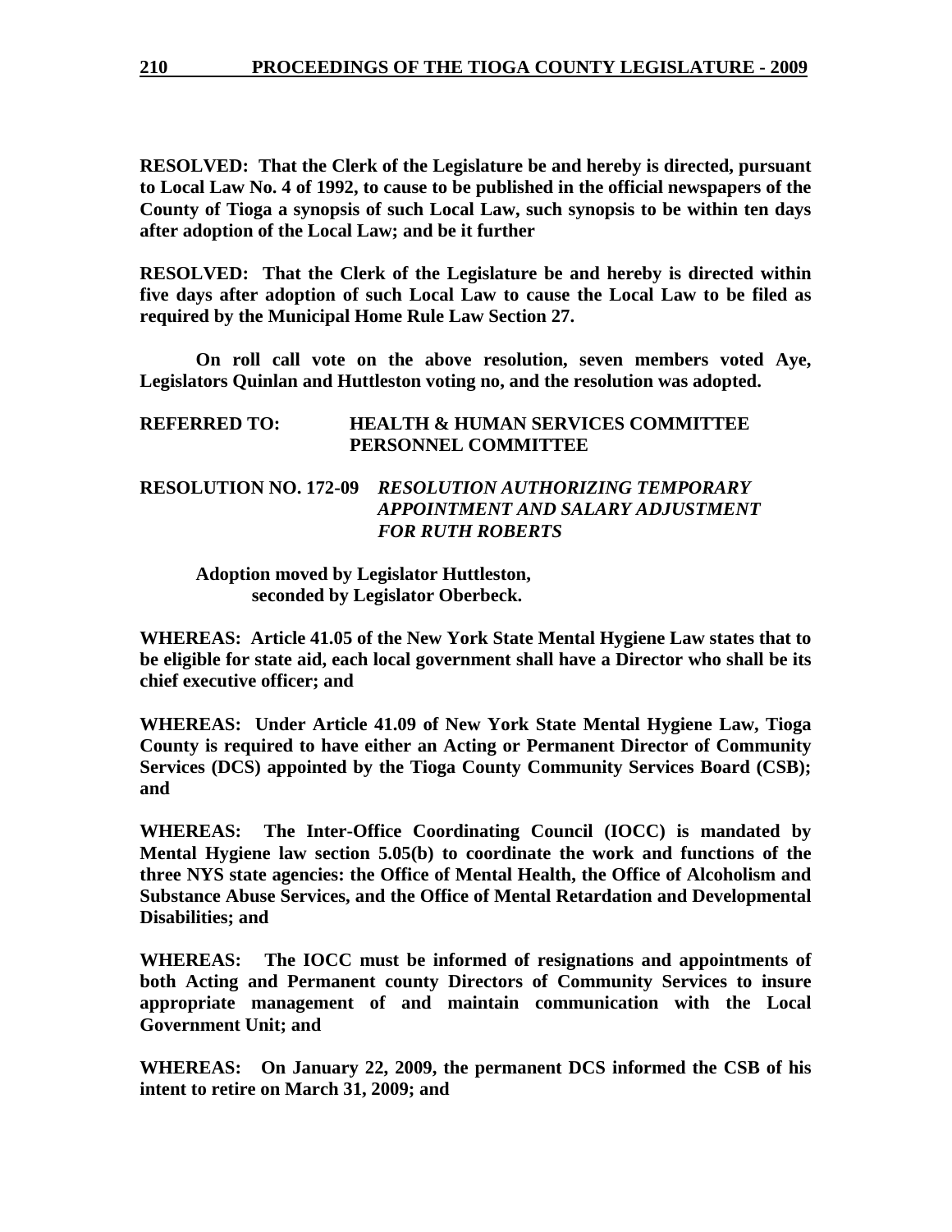**RESOLVED: That the Clerk of the Legislature be and hereby is directed, pursuant to Local Law No. 4 of 1992, to cause to be published in the official newspapers of the County of Tioga a synopsis of such Local Law, such synopsis to be within ten days after adoption of the Local Law; and be it further**

**RESOLVED: That the Clerk of the Legislature be and hereby is directed within five days after adoption of such Local Law to cause the Local Law to be filed as required by the Municipal Home Rule Law Section 27.**

**On roll call vote on the above resolution, seven members voted Aye, Legislators Quinlan and Huttleston voting no, and the resolution was adopted.**

**REFERRED TO: HEALTH & HUMAN SERVICES COMMITTEE**
**PERSONNEL COMMITTEE**

**RESOLUTION NO. 172-09** ***RESOLUTION AUTHORIZING TEMPORARY APPOINTMENT AND SALARY ADJUSTMENT FOR RUTH ROBERTS***

**Adoption moved by Legislator Huttleston,**
**seconded by Legislator Oberbeck.**

**WHEREAS: Article 41.05 of the New York State Mental Hygiene Law states that to be eligible for state aid, each local government shall have a Director who shall be its chief executive officer; and**

**WHEREAS: Under Article 41.09 of New York State Mental Hygiene Law, Tioga County is required to have either an Acting or Permanent Director of Community Services (DCS) appointed by the Tioga County Community Services Board (CSB); and**

**WHEREAS: The Inter-Office Coordinating Council (IOCC) is mandated by Mental Hygiene law section 5.05(b) to coordinate the work and functions of the three NYS state agencies: the Office of Mental Health, the Office of Alcoholism and Substance Abuse Services, and the Office of Mental Retardation and Developmental Disabilities; and**

**WHEREAS: The IOCC must be informed of resignations and appointments of both Acting and Permanent county Directors of Community Services to insure appropriate management of and maintain communication with the Local Government Unit; and**

**WHEREAS: On January 22, 2009, the permanent DCS informed the CSB of his intent to retire on March 31, 2009; and**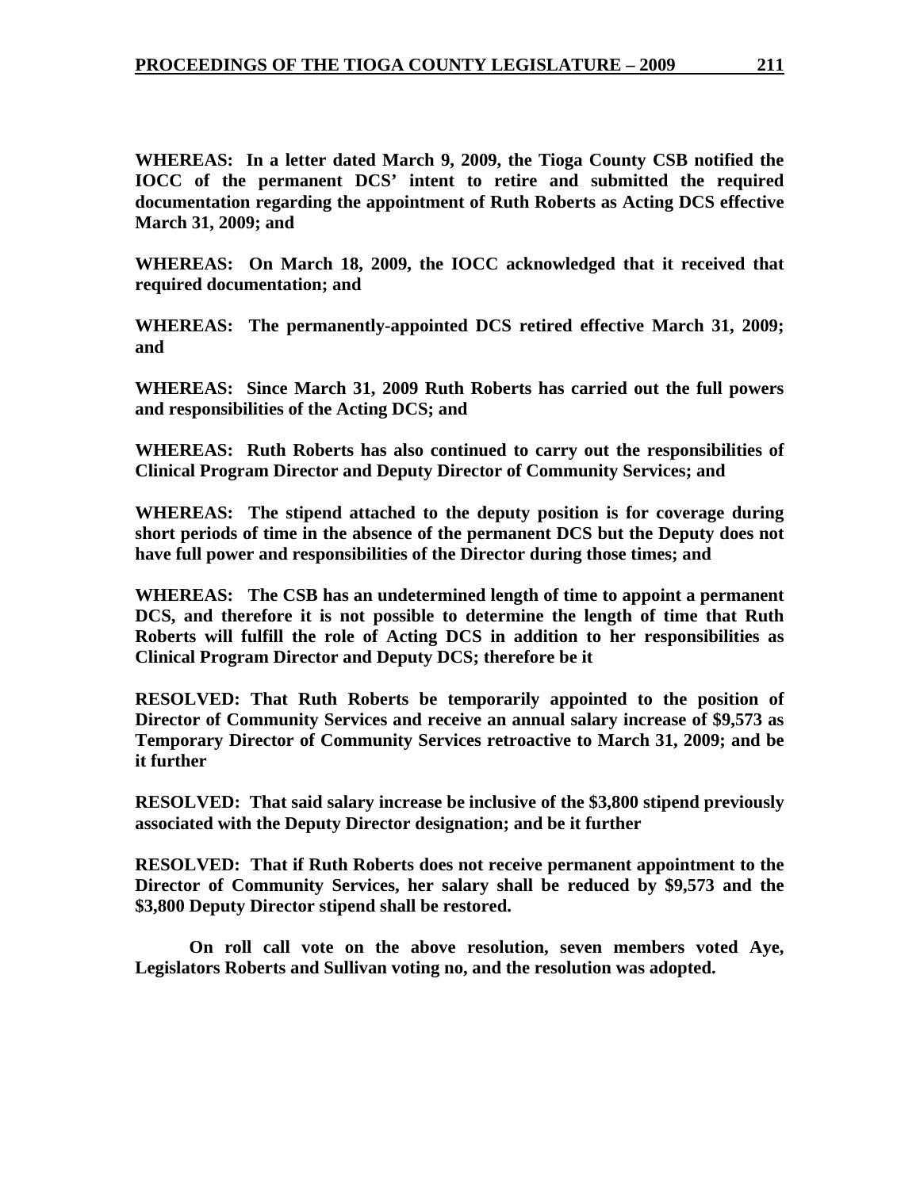**WHEREAS: In a letter dated March 9, 2009, the Tioga County CSB notified the IOCC of the permanent DCS' intent to retire and submitted the required documentation regarding the appointment of Ruth Roberts as Acting DCS effective March 31, 2009; and**

**WHEREAS: On March 18, 2009, the IOCC acknowledged that it received that required documentation; and**

**WHEREAS: The permanently-appointed DCS retired effective March 31, 2009; and**

**WHEREAS: Since March 31, 2009 Ruth Roberts has carried out the full powers and responsibilities of the Acting DCS; and**

**WHEREAS: Ruth Roberts has also continued to carry out the responsibilities of Clinical Program Director and Deputy Director of Community Services; and**

**WHEREAS: The stipend attached to the deputy position is for coverage during short periods of time in the absence of the permanent DCS but the Deputy does not have full power and responsibilities of the Director during those times; and**

**WHEREAS: The CSB has an undetermined length of time to appoint a permanent DCS, and therefore it is not possible to determine the length of time that Ruth Roberts will fulfill the role of Acting DCS in addition to her responsibilities as Clinical Program Director and Deputy DCS; therefore be it**

**RESOLVED: That Ruth Roberts be temporarily appointed to the position of Director of Community Services and receive an annual salary increase of $9,573 as Temporary Director of Community Services retroactive to March 31, 2009; and be it further**

**RESOLVED: That said salary increase be inclusive of the $3,800 stipend previously associated with the Deputy Director designation; and be it further**

**RESOLVED: That if Ruth Roberts does not receive permanent appointment to the Director of Community Services, her salary shall be reduced by $9,573 and the $3,800 Deputy Director stipend shall be restored.**

**On roll call vote on the above resolution, seven members voted Aye, Legislators Roberts and Sullivan voting no, and the resolution was adopted.**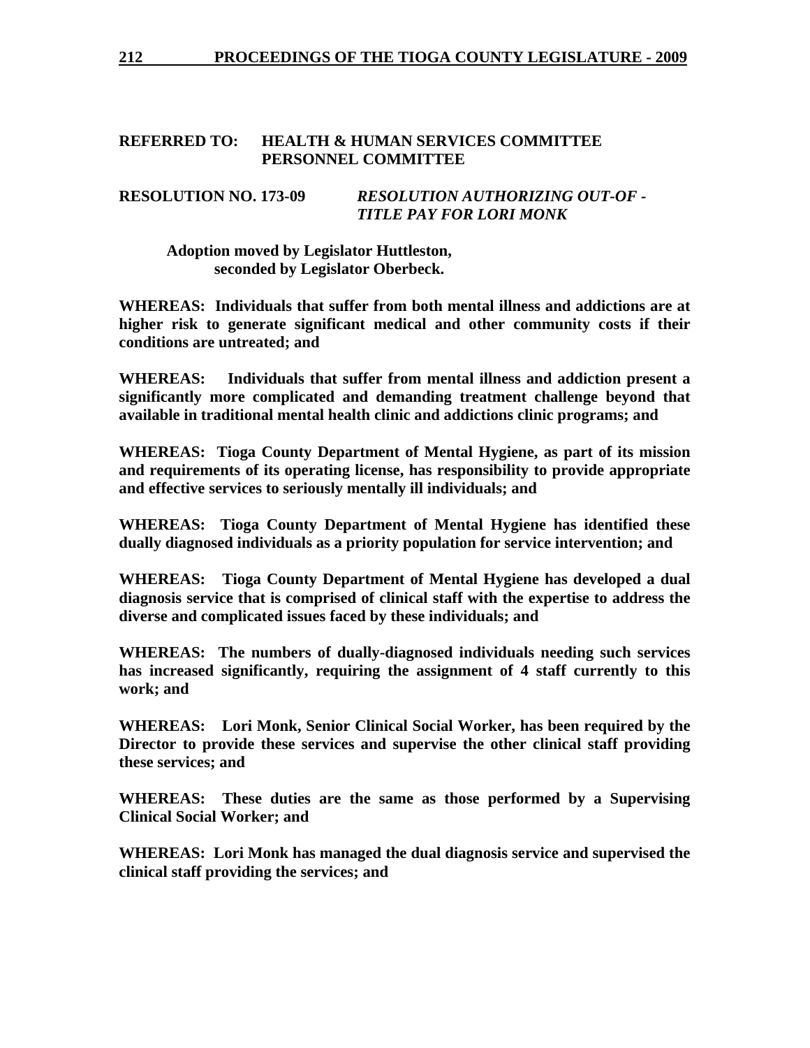**REFERRED TO: HEALTH & HUMAN SERVICES COMMITTEE**
**PERSONNEL COMMITTEE**

**RESOLUTION NO. 173-09** ***RESOLUTION AUTHORIZING OUT-OF - TITLE PAY FOR LORI MONK***

**Adoption moved by Legislator Huttleston, seconded by Legislator Oberbeck.**

**WHEREAS: Individuals that suffer from both mental illness and addictions are at higher risk to generate significant medical and other community costs if their conditions are untreated; and**

**WHEREAS: Individuals that suffer from mental illness and addiction present a significantly more complicated and demanding treatment challenge beyond that available in traditional mental health clinic and addictions clinic programs; and**

**WHEREAS: Tioga County Department of Mental Hygiene, as part of its mission and requirements of its operating license, has responsibility to provide appropriate and effective services to seriously mentally ill individuals; and**

**WHEREAS: Tioga County Department of Mental Hygiene has identified these dually diagnosed individuals as a priority population for service intervention; and**

**WHEREAS: Tioga County Department of Mental Hygiene has developed a dual diagnosis service that is comprised of clinical staff with the expertise to address the diverse and complicated issues faced by these individuals; and**

**WHEREAS: The numbers of dually-diagnosed individuals needing such services has increased significantly, requiring the assignment of 4 staff currently to this work; and**

**WHEREAS: Lori Monk, Senior Clinical Social Worker, has been required by the Director to provide these services and supervise the other clinical staff providing these services; and**

**WHEREAS: These duties are the same as those performed by a Supervising Clinical Social Worker; and**

**WHEREAS: Lori Monk has managed the dual diagnosis service and supervised the clinical staff providing the services; and**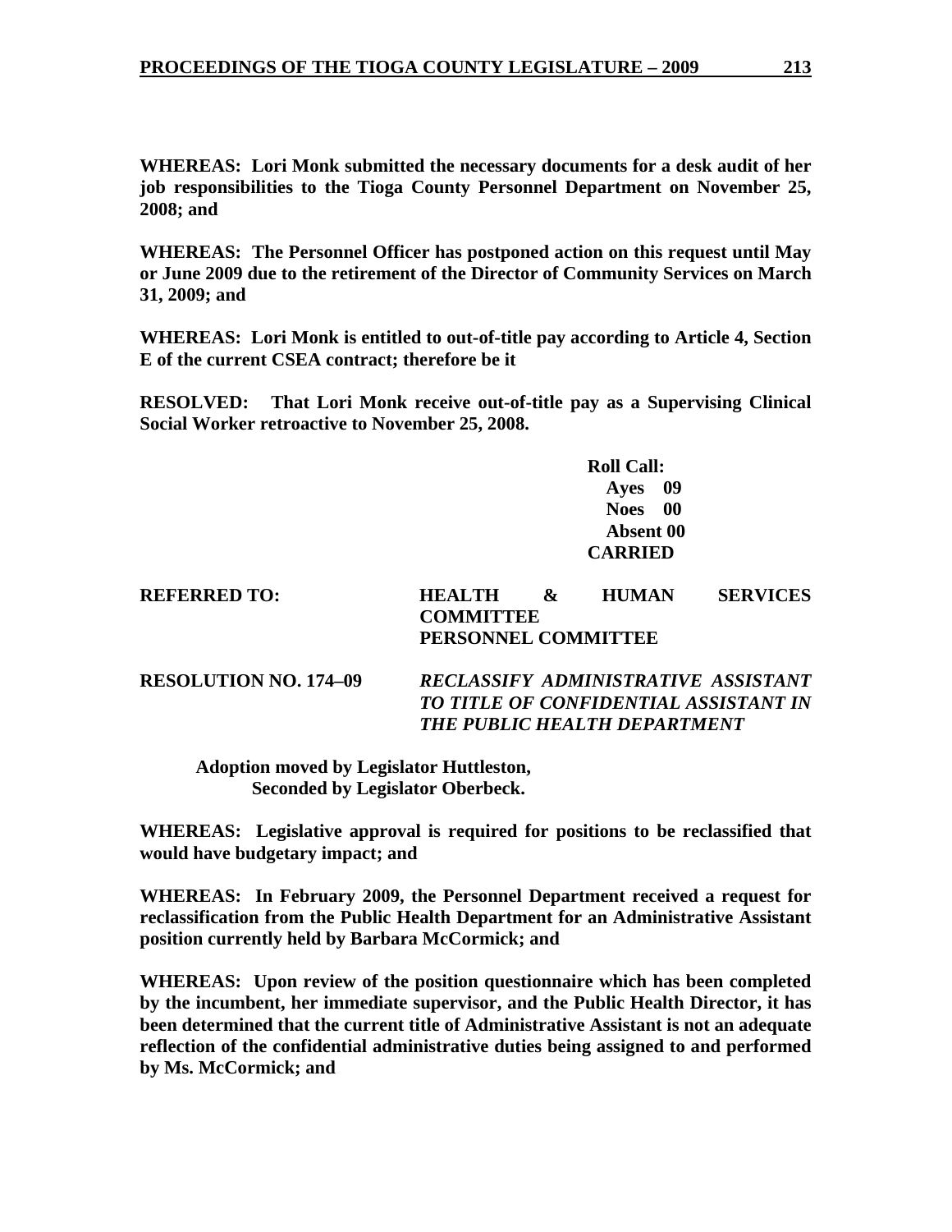**WHEREAS: Lori Monk submitted the necessary documents for a desk audit of her job responsibilities to the Tioga County Personnel Department on November 25, 2008; and**

**WHEREAS: The Personnel Officer has postponed action on this request until May or June 2009 due to the retirement of the Director of Community Services on March 31, 2009; and**

**WHEREAS: Lori Monk is entitled to out-of-title pay according to Article 4, Section E of the current CSEA contract; therefore be it**

**RESOLVED: That Lori Monk receive out-of-title pay as a Supervising Clinical Social Worker retroactive to November 25, 2008.**

**Roll Call:**
**Ayes 09**
**Noes 00**
**Absent 00**
**CARRIED**

**REFERRED TO:** **HEALTH & HUMAN SERVICES COMMITTEE**
**PERSONNEL COMMITTEE**

**RESOLUTION NO. 174–09** ***RECLASSIFY ADMINISTRATIVE ASSISTANT TO TITLE OF CONFIDENTIAL ASSISTANT IN THE PUBLIC HEALTH DEPARTMENT***

**Adoption moved by Legislator Huttleston,**
**Seconded by Legislator Oberbeck.**

**WHEREAS: Legislative approval is required for positions to be reclassified that would have budgetary impact; and**

**WHEREAS: In February 2009, the Personnel Department received a request for reclassification from the Public Health Department for an Administrative Assistant position currently held by Barbara McCormick; and**

**WHEREAS: Upon review of the position questionnaire which has been completed by the incumbent, her immediate supervisor, and the Public Health Director, it has been determined that the current title of Administrative Assistant is not an adequate reflection of the confidential administrative duties being assigned to and performed by Ms. McCormick; and**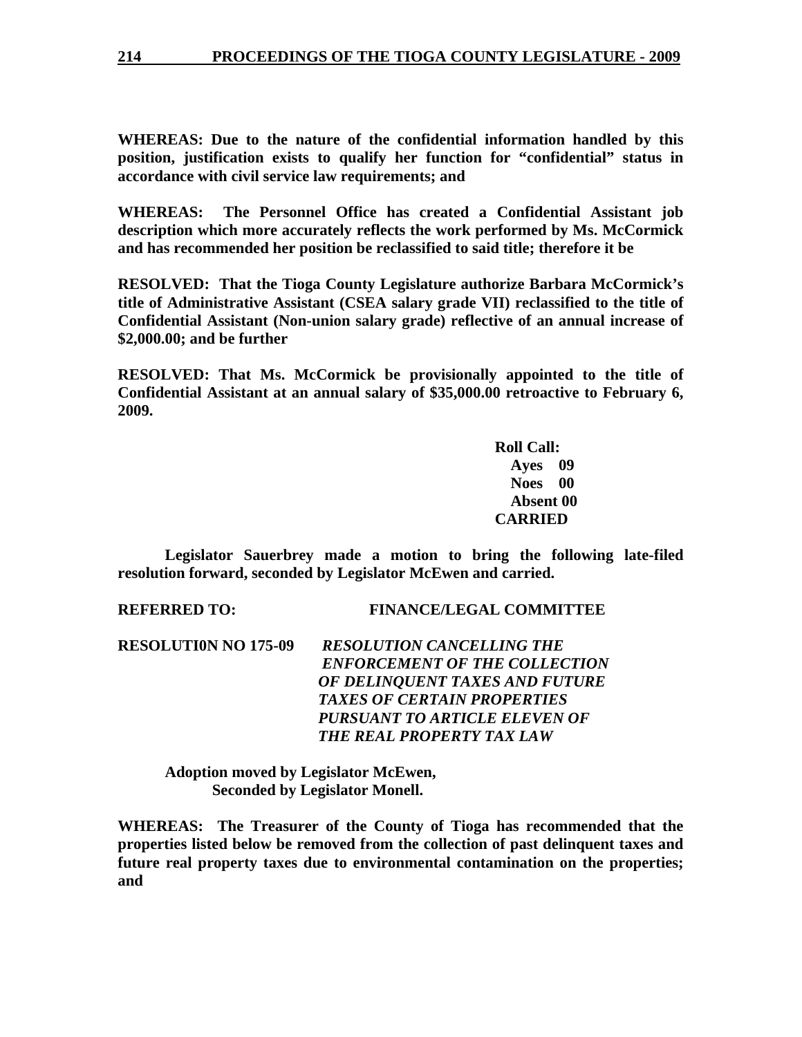**WHEREAS: Due to the nature of the confidential information handled by this position, justification exists to qualify her function for "confidential" status in accordance with civil service law requirements; and**

**WHEREAS: The Personnel Office has created a Confidential Assistant job description which more accurately reflects the work performed by Ms. McCormick and has recommended her position be reclassified to said title; therefore it be**

**RESOLVED: That the Tioga County Legislature authorize Barbara McCormick's title of Administrative Assistant (CSEA salary grade VII) reclassified to the title of Confidential Assistant (Non-union salary grade) reflective of an annual increase of $2,000.00; and be further**

**RESOLVED: That Ms. McCormick be provisionally appointed to the title of Confidential Assistant at an annual salary of $35,000.00 retroactive to February 6, 2009.**

**Roll Call:**
**Ayes 09**
**Noes 00**
**Absent 00**
**CARRIED**

**Legislator Sauerbrey made a motion to bring the following late-filed resolution forward, seconded by Legislator McEwen and carried.**

**REFERRED TO: FINANCE/LEGAL COMMITTEE**

**RESOLUTI0N NO 175-09** ***RESOLUTION CANCELLING THE ENFORCEMENT OF THE COLLECTION OF DELINQUENT TAXES AND FUTURE TAXES OF CERTAIN PROPERTIES PURSUANT TO ARTICLE ELEVEN OF THE REAL PROPERTY TAX LAW***

**Adoption moved by Legislator McEwen,**
**Seconded by Legislator Monell.**

**WHEREAS: The Treasurer of the County of Tioga has recommended that the properties listed below be removed from the collection of past delinquent taxes and future real property taxes due to environmental contamination on the properties; and**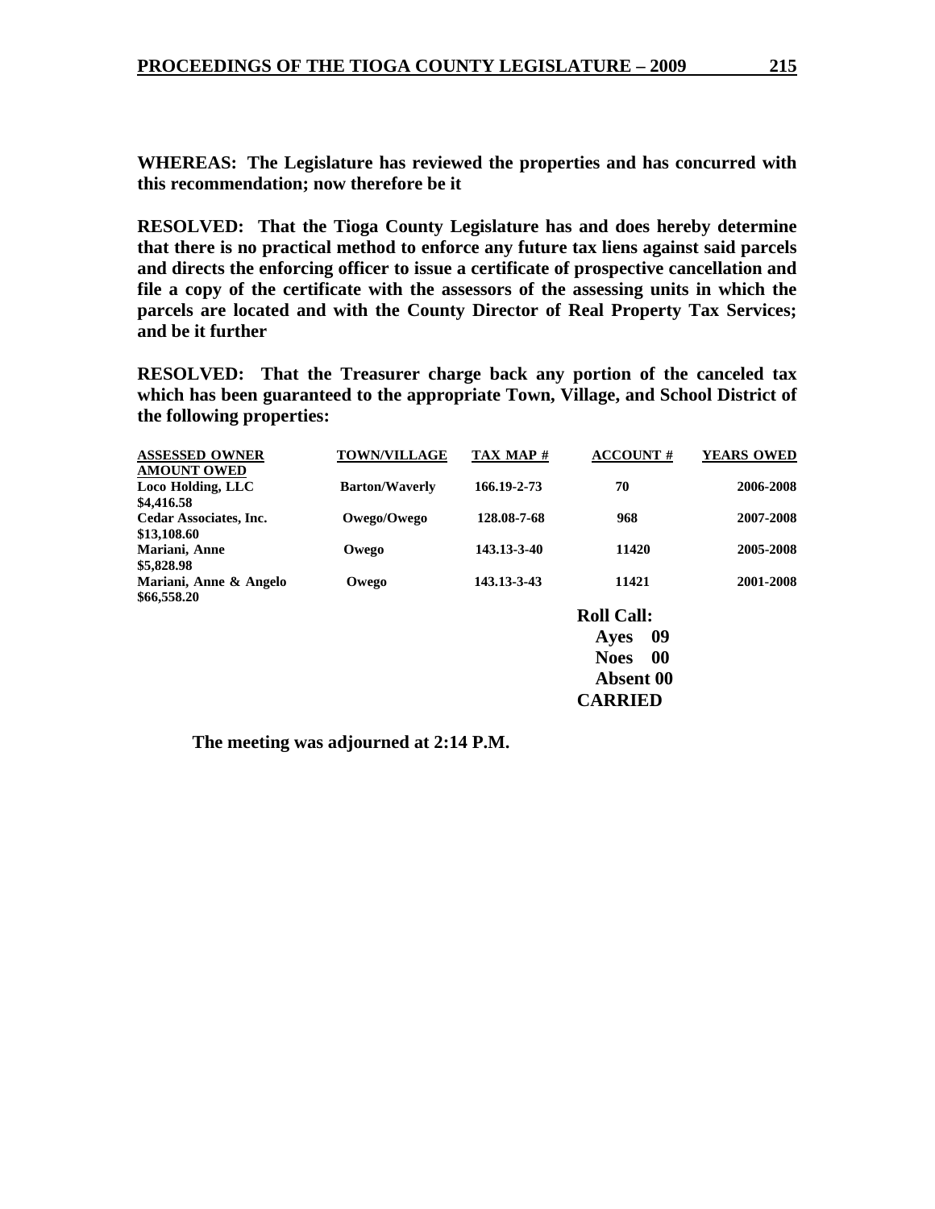**WHEREAS: The Legislature has reviewed the properties and has concurred with this recommendation; now therefore be it**

**RESOLVED: That the Tioga County Legislature has and does hereby determine that there is no practical method to enforce any future tax liens against said parcels and directs the enforcing officer to issue a certificate of prospective cancellation and file a copy of the certificate with the assessors of the assessing units in which the parcels are located and with the County Director of Real Property Tax Services; and be it further**

**RESOLVED: That the Treasurer charge back any portion of the canceled tax which has been guaranteed to the appropriate Town, Village, and School District of the following properties:**

| ASSESSED OWNER / AMOUNT OWED | TOWN/VILLAGE | TAX MAP # | ACCOUNT # | YEARS OWED |
|---|---|---|---|---|
| Loco Holding, LLC $4,416.58 | Barton/Waverly | 166.19-2-73 | 70 | 2006-2008 |
| Cedar Associates, Inc. $13,108.60 | Owego/Owego | 128.08-7-68 | 968 | 2007-2008 |
| Mariani, Anne $5,828.98 | Owego | 143.13-3-40 | 11420 | 2005-2008 |
| Mariani, Anne & Angelo $66,558.20 | Owego | 143.13-3-43 | 11421 | 2001-2008 |

**Roll Call:**
**Ayes 09**
**Noes 00**
**Absent 00**
**CARRIED**

**The meeting was adjourned at 2:14 P.M.**